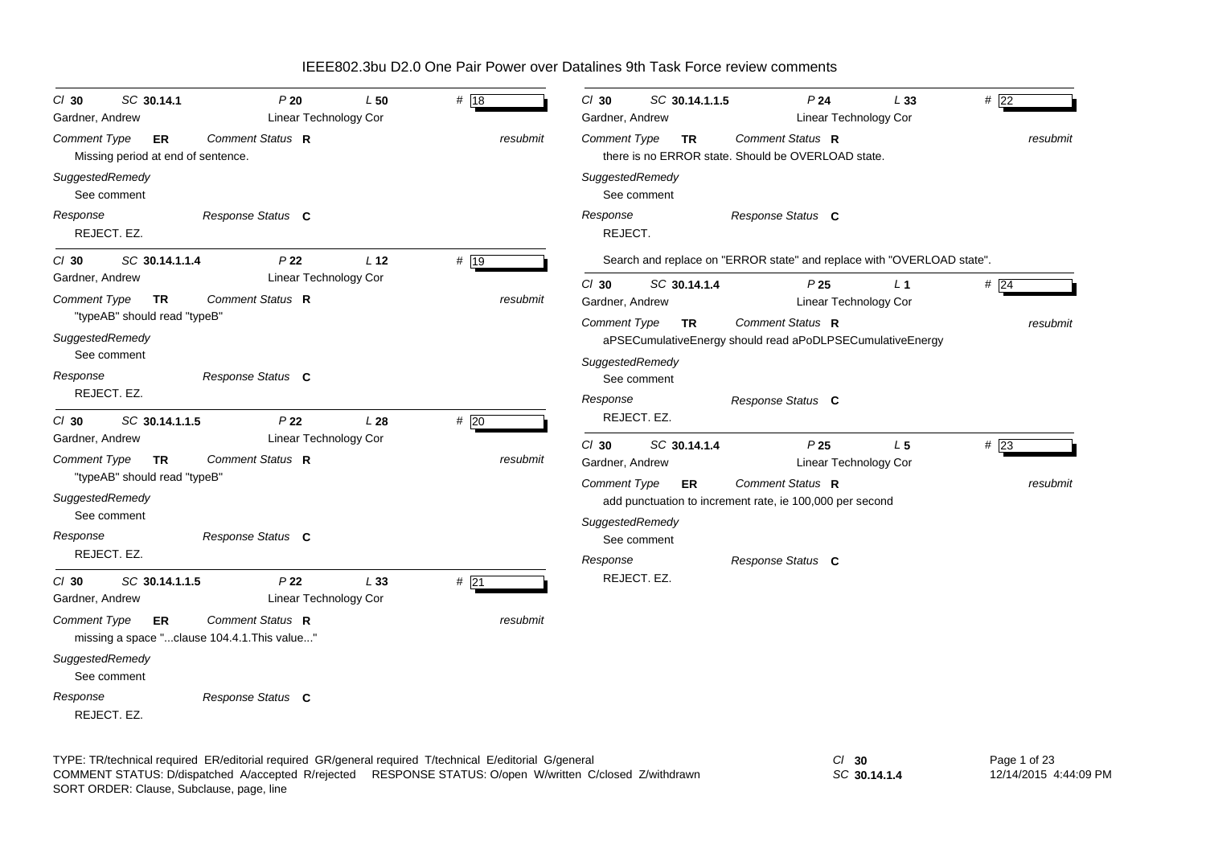# IEEE802.3bu D2.0 One Pair Power over Datalines 9th Task Force review comments

**Cl** 30 **SC** 30.14.1 **P** 20 **L** 50 **#** 18

Gardner, Andrew — Linear Technology Cor

*Comment Type* **ER** *Comment Status* **R** *resubmit*

Missing period at end of sentence.

*SuggestedRemedy*

See comment

*Response* *Response Status* **C**

REJECT. EZ.

---

**Cl** 30 **SC** 30.14.1.1.4 **P** 22 **L** 12 **#** 19

Gardner, Andrew — Linear Technology Cor

*Comment Type* **TR** *Comment Status* **R** *resubmit*

"typeAB" should read "typeB"

*SuggestedRemedy*

See comment

*Response* *Response Status* **C**

REJECT. EZ.

---

**Cl** 30 **SC** 30.14.1.1.5 **P** 22 **L** 28 **#** 20

Gardner, Andrew — Linear Technology Cor

*Comment Type* **TR** *Comment Status* **R** *resubmit*

"typeAB" should read "typeB"

*SuggestedRemedy*

See comment

*Response* *Response Status* **C**

REJECT. EZ.

---

**Cl** 30 **SC** 30.14.1.1.5 **P** 22 **L** 33 **#** 21

Gardner, Andrew — Linear Technology Cor

*Comment Type* **ER** *Comment Status* **R** *resubmit*

missing a space "...clause 104.4.1.This value..."

*SuggestedRemedy*

See comment

*Response* *Response Status* **C**

REJECT. EZ.

---

**Cl** 30 **SC** 30.14.1.1.5 **P** 24 **L** 33 **#** 22

Gardner, Andrew — Linear Technology Cor

*Comment Type* **TR** *Comment Status* **R** *resubmit*

there is no ERROR state. Should be OVERLOAD state.

*SuggestedRemedy*

See comment

*Response* *Response Status* **C**

REJECT.

Search and replace on "ERROR state" and replace with "OVERLOAD state".

---

**Cl** 30 **SC** 30.14.1.4 **P** 25 **L** 1 **#** 24

Gardner, Andrew — Linear Technology Cor

*Comment Type* **TR** *Comment Status* **R** *resubmit*

aPSECumulativeEnergy should read aPoDLPSECumulativeEnergy

*SuggestedRemedy*

See comment

*Response* *Response Status* **C**

REJECT. EZ.

---

**Cl** 30 **SC** 30.14.1.4 **P** 25 **L** 5 **#** 23

Gardner, Andrew — Linear Technology Cor

*Comment Type* **ER** *Comment Status* **R** *resubmit*

add punctuation to increment rate, ie 100,000 per second

*SuggestedRemedy*

See comment

*Response* *Response Status* **C**

REJECT. EZ.

---

TYPE: TR/technical required ER/editorial required GR/general required T/technical E/editorial G/general
COMMENT STATUS: D/dispatched A/accepted R/rejected RESPONSE STATUS: O/open W/written C/closed Z/withdrawn
SORT ORDER: Clause, Subclause, page, line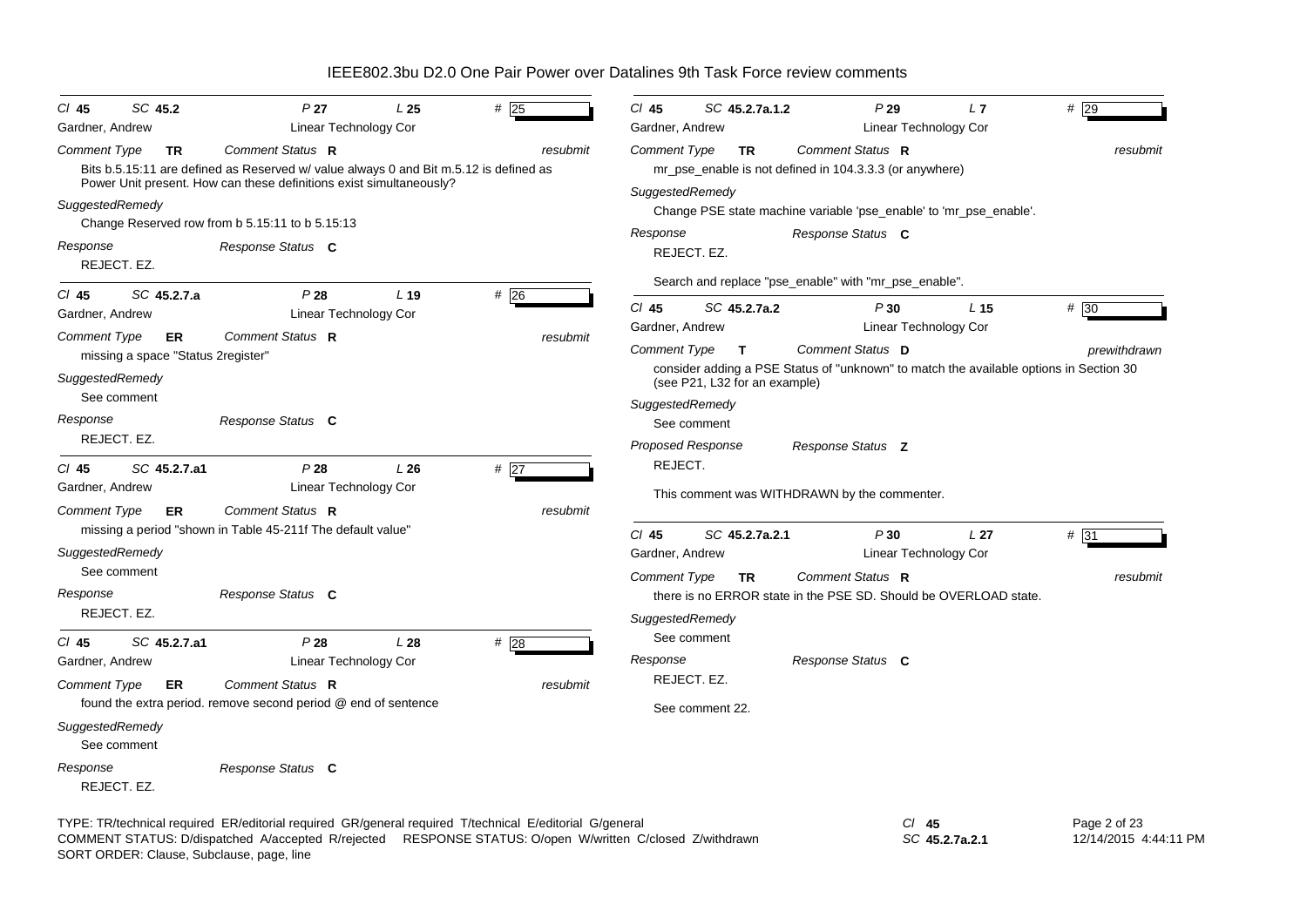# IEEE802.3bu D2.0 One Pair Power over Datalines 9th Task Force review comments

---

*Cl* **45** *SC* **45.2** *P* **27** *L* **25** # 25

Gardner, Andrew — Linear Technology Cor

*Comment Type* **TR** *Comment Status* **R** *resubmit*

Bits b.5.15:11 are defined as Reserved w/ value always 0 and Bit m.5.12 is defined as Power Unit present. How can these definitions exist simultaneously?

*SuggestedRemedy*

Change Reserved row from b 5.15:11 to b 5.15:13

*Response* *Response Status* **C**

REJECT. EZ.

---

*Cl* **45** *SC* **45.2.7.a** *P* **28** *L* **19** # 26

Gardner, Andrew — Linear Technology Cor

*Comment Type* **ER** *Comment Status* **R** *resubmit*

missing a space "Status 2register"

*SuggestedRemedy*

See comment

*Response* *Response Status* **C**

REJECT. EZ.

---

*Cl* **45** *SC* **45.2.7.a1** *P* **28** *L* **26** # 27

Gardner, Andrew — Linear Technology Cor

*Comment Type* **ER** *Comment Status* **R** *resubmit*

missing a period "shown in Table 45-211f The default value"

*SuggestedRemedy*

See comment

*Response* *Response Status* **C**

REJECT. EZ.

---

*Cl* **45** *SC* **45.2.7.a1** *P* **28** *L* **28** # 28

Gardner, Andrew — Linear Technology Cor

*Comment Type* **ER** *Comment Status* **R** *resubmit*

found the extra period. remove second period @ end of sentence

*SuggestedRemedy*

See comment

*Response* *Response Status* **C**

REJECT. EZ.

---

*Cl* **45** *SC* **45.2.7a.1.2** *P* **29** *L* **7** # 29

Gardner, Andrew — Linear Technology Cor

*Comment Type* **TR** *Comment Status* **R** *resubmit*

mr_pse_enable is not defined in 104.3.3.3 (or anywhere)

*SuggestedRemedy*

Change PSE state machine variable 'pse_enable' to 'mr_pse_enable'.

*Response* *Response Status* **C**

REJECT. EZ.

Search and replace "pse_enable" with "mr_pse_enable".

---

*Cl* **45** *SC* **45.2.7a.2** *P* **30** *L* **15** # 30

Gardner, Andrew — Linear Technology Cor

*Comment Type* **T** *Comment Status* **D** *prewithdrawn*

consider adding a PSE Status of "unknown" to match the available options in Section 30 (see P21, L32 for an example)

*SuggestedRemedy*

See comment

*Proposed Response* *Response Status* **Z**

REJECT.

This comment was WITHDRAWN by the commenter.

---

*Cl* **45** *SC* **45.2.7a.2.1** *P* **30** *L* **27** # 31

Gardner, Andrew — Linear Technology Cor

*Comment Type* **TR** *Comment Status* **R** *resubmit*

there is no ERROR state in the PSE SD. Should be OVERLOAD state.

*SuggestedRemedy*

See comment

*Response* *Response Status* **C**

REJECT. EZ.

See comment 22.

---

TYPE: TR/technical required ER/editorial required GR/general required T/technical E/editorial G/general
COMMENT STATUS: D/dispatched A/accepted R/rejected RESPONSE STATUS: O/open W/written C/closed Z/withdrawn
SORT ORDER: Clause, Subclause, page, line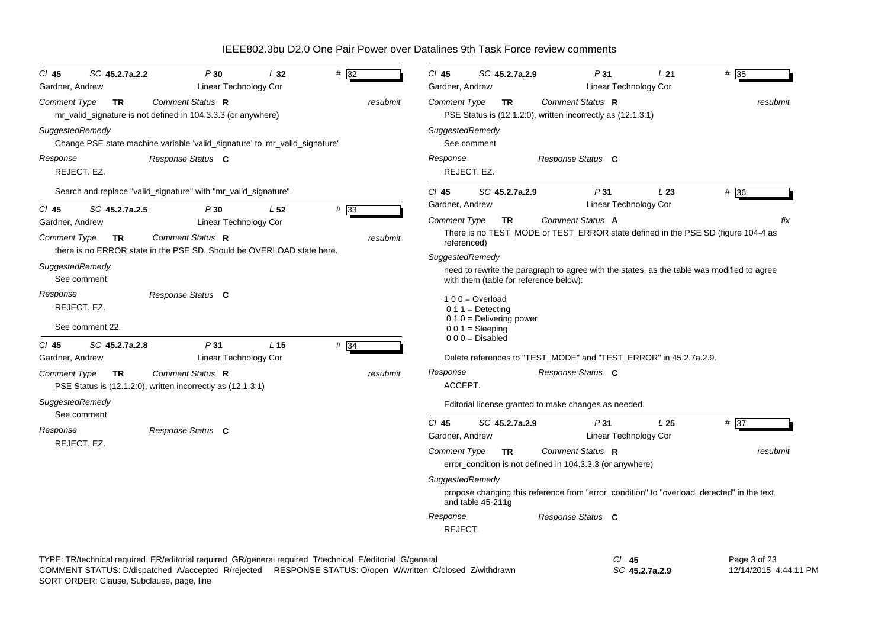IEEE802.3bu D2.0 One Pair Power over Datalines 9th Task Force review comments

---

Cl **45** SC **45.2.7a.2.2** P **30** L **32** # 32
Gardner, Andrew — Linear Technology Cor

*Comment Type* **TR** *Comment Status* **R** *resubmit*

mr_valid_signature is not defined in 104.3.3.3 (or anywhere)

*SuggestedRemedy*

Change PSE state machine variable 'valid_signature' to 'mr_valid_signature'

*Response* *Response Status* **C**

REJECT. EZ.

Search and replace "valid_signature" with "mr_valid_signature".

---

Cl **45** SC **45.2.7a.2.5** P **30** L **52** # 33
Gardner, Andrew — Linear Technology Cor

*Comment Type* **TR** *Comment Status* **R** *resubmit*

there is no ERROR state in the PSE SD. Should be OVERLOAD state here.

*SuggestedRemedy*

See comment

*Response* *Response Status* **C**

REJECT. EZ.

See comment 22.

---

Cl **45** SC **45.2.7a.2.8** P **31** L **15** # 34
Gardner, Andrew — Linear Technology Cor

*Comment Type* **TR** *Comment Status* **R** *resubmit*

PSE Status is (12.1.2:0), written incorrectly as (12.1.3:1)

*SuggestedRemedy*

See comment

*Response* *Response Status* **C**

REJECT. EZ.

---

Cl **45** SC **45.2.7a.2.9** P **31** L **21** # 35
Gardner, Andrew — Linear Technology Cor

*Comment Type* **TR** *Comment Status* **R** *resubmit*

PSE Status is (12.1.2:0), written incorrectly as (12.1.3:1)

*SuggestedRemedy*

See comment

*Response* *Response Status* **C**

REJECT. EZ.

---

Cl **45** SC **45.2.7a.2.9** P **31** L **23** # 36
Gardner, Andrew — Linear Technology Cor

*Comment Type* **TR** *Comment Status* **A** *fix*

There is no TEST_MODE or TEST_ERROR state defined in the PSE SD (figure 104-4 as referenced)

*SuggestedRemedy*

need to rewrite the paragraph to agree with the states, as the table was modified to agree with them (table for reference below):

1 0 0 = Overload
0 1 1 = Detecting
0 1 0 = Delivering power
0 0 1 = Sleeping
0 0 0 = Disabled

Delete references to "TEST_MODE" and "TEST_ERROR" in 45.2.7a.2.9.

*Response* *Response Status* **C**

ACCEPT.

Editorial license granted to make changes as needed.

---

Cl **45** SC **45.2.7a.2.9** P **31** L **25** # 37
Gardner, Andrew — Linear Technology Cor

*Comment Type* **TR** *Comment Status* **R** *resubmit*

error_condition is not defined in 104.3.3.3 (or anywhere)

*SuggestedRemedy*

propose changing this reference from "error_condition" to "overload_detected" in the text and table 45-211g

*Response* *Response Status* **C**

REJECT.

---

TYPE: TR/technical required ER/editorial required GR/general required T/technical E/editorial G/general
COMMENT STATUS: D/dispatched A/accepted R/rejected RESPONSE STATUS: O/open W/written C/closed Z/withdrawn
SORT ORDER: Clause, Subclause, page, line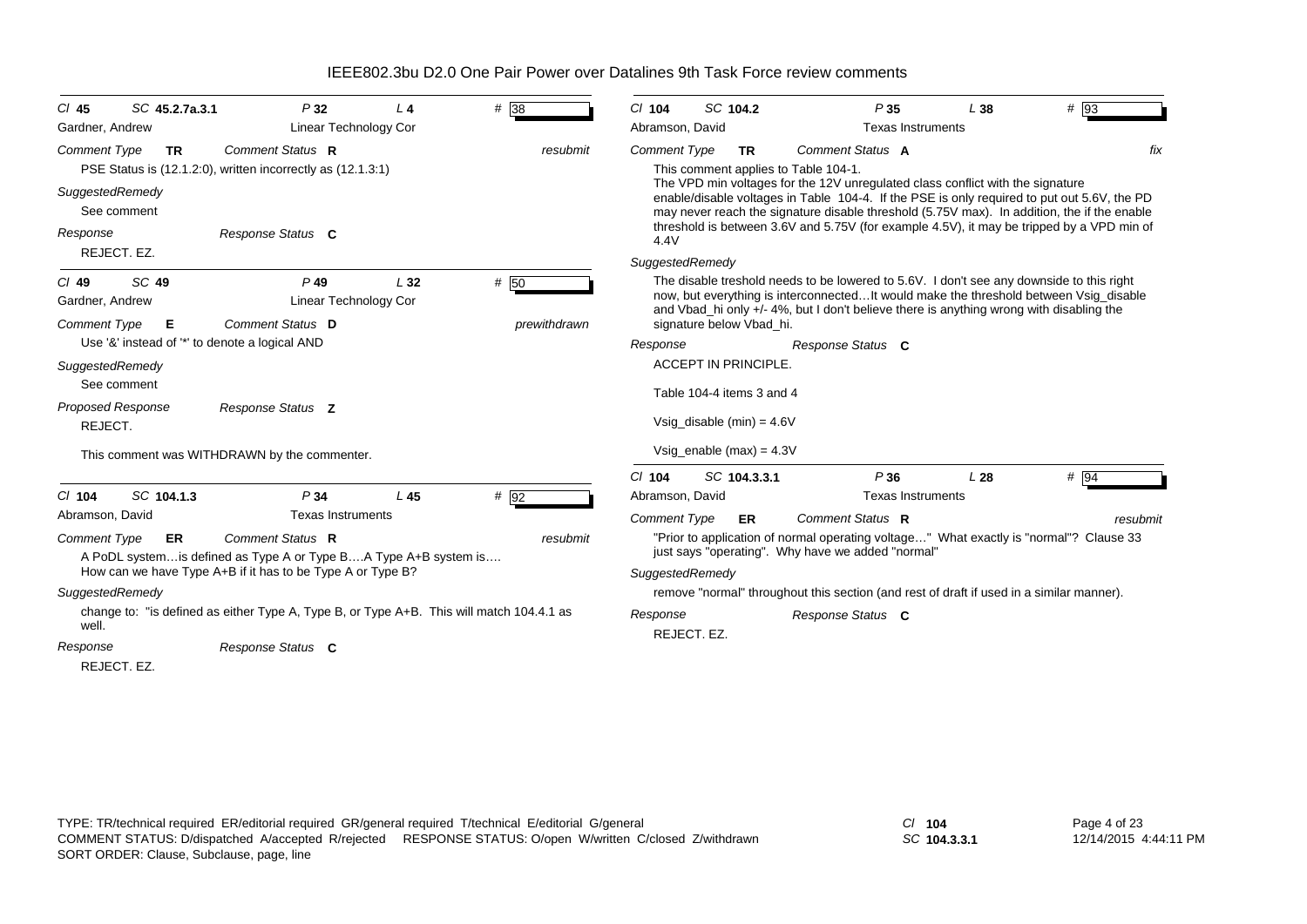# IEEE802.3bu D2.0 One Pair Power over Datalines 9th Task Force review comments

---

*Cl* **45** *SC* **45.2.7a.3.1** *P* **32** *L* **4** # 38

Gardner, Andrew — Linear Technology Cor

*Comment Type* **TR** *Comment Status* **R** *resubmit*

PSE Status is (12.1.2:0), written incorrectly as (12.1.3:1)

*SuggestedRemedy*

See comment

*Response* *Response Status* **C**

REJECT. EZ.

---

*Cl* **49** *SC* **49** *P* **49** *L* **32** # 50

Gardner, Andrew — Linear Technology Cor

*Comment Type* **E** *Comment Status* **D** *prewithdrawn*

Use '&' instead of '*' to denote a logical AND

*SuggestedRemedy*

See comment

*Proposed Response* *Response Status* **Z**

REJECT.

This comment was WITHDRAWN by the commenter.

---

*Cl* **104** *SC* **104.1.3** *P* **34** *L* **45** # 92

Abramson, David — Texas Instruments

*Comment Type* **ER** *Comment Status* **R** *resubmit*

A PoDL system…is defined as Type A or Type B….A Type A+B system is….
How can we have Type A+B if it has to be Type A or Type B?

*SuggestedRemedy*

change to: "is defined as either Type A, Type B, or Type A+B. This will match 104.4.1 as well.

*Response* *Response Status* **C**

REJECT. EZ.

---

*Cl* **104** *SC* **104.2** *P* **35** *L* **38** # 93

Abramson, David — Texas Instruments

*Comment Type* **TR** *Comment Status* **A** *fix*

This comment applies to Table 104-1.
The VPD min voltages for the 12V unregulated class conflict with the signature enable/disable voltages in Table 104-4. If the PSE is only required to put out 5.6V, the PD may never reach the signature disable threshold (5.75V max). In addition, the if the enable threshold is between 3.6V and 5.75V (for example 4.5V), it may be tripped by a VPD min of 4.4V

*SuggestedRemedy*

The disable treshold needs to be lowered to 5.6V. I don't see any downside to this right now, but everything is interconnected…It would make the threshold between Vsig_disable and Vbad_hi only +/- 4%, but I don't believe there is anything wrong with disabling the signature below Vbad_hi.

*Response* *Response Status* **C**

ACCEPT IN PRINCIPLE.

Table 104-4 items 3 and 4

Vsig_disable (min) = 4.6V

Vsig_enable (max) = 4.3V

---

*Cl* **104** *SC* **104.3.3.1** *P* **36** *L* **28** # 94

Abramson, David — Texas Instruments

*Comment Type* **ER** *Comment Status* **R** *resubmit*

"Prior to application of normal operating voltage…" What exactly is "normal"? Clause 33 just says "operating". Why have we added "normal"

*SuggestedRemedy*

remove "normal" throughout this section (and rest of draft if used in a similar manner).

*Response* *Response Status* **C**

REJECT. EZ.

---

TYPE: TR/technical required ER/editorial required GR/general required T/technical E/editorial G/general
COMMENT STATUS: D/dispatched A/accepted R/rejected RESPONSE STATUS: O/open W/written C/closed Z/withdrawn
SORT ORDER: Clause, Subclause, page, line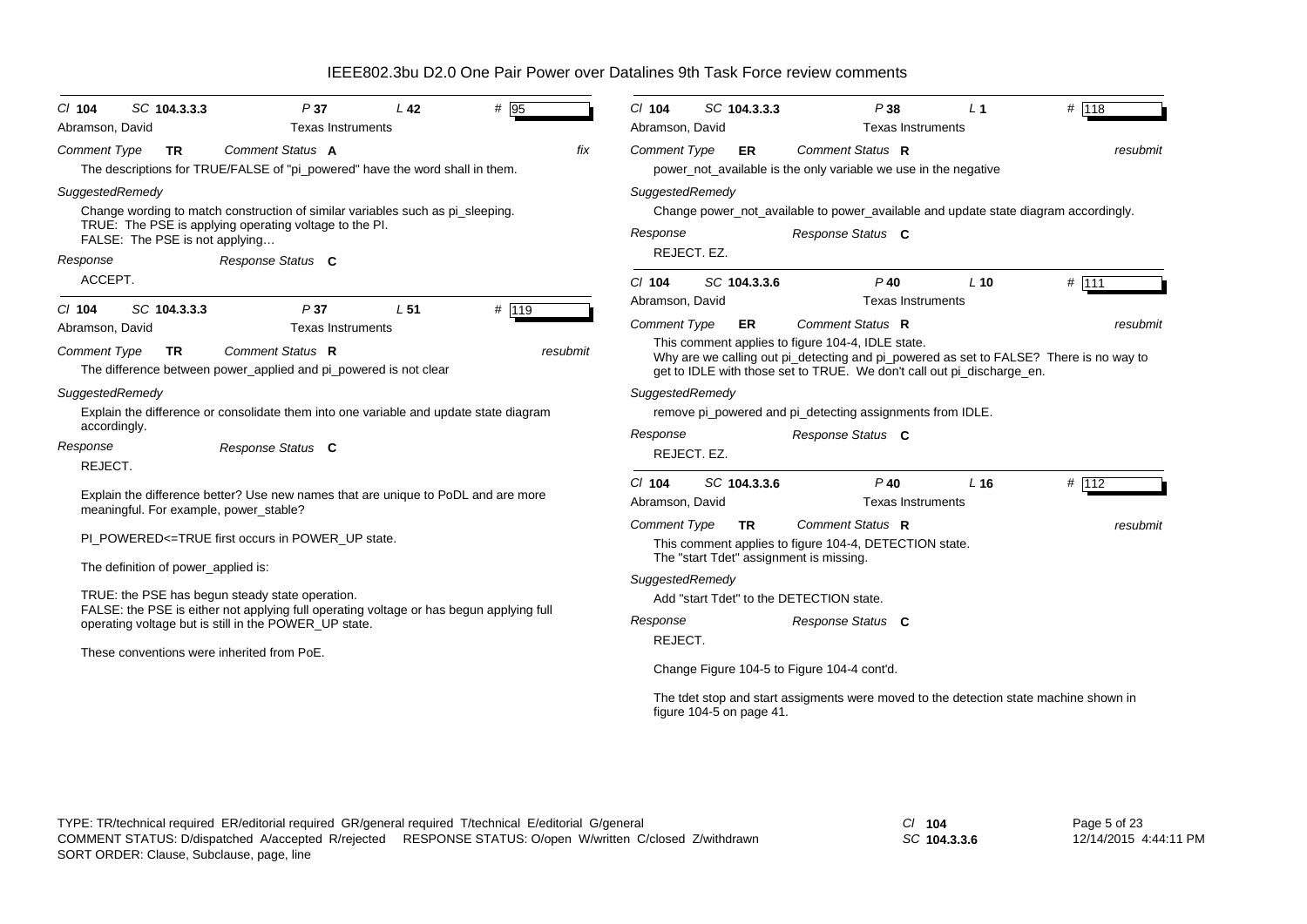# IEEE802.3bu D2.0 One Pair Power over Datalines 9th Task Force review comments

**Cl** 104 **SC** 104.3.3.3 **P** 37 **L** 42 **#** 95

Abramson, David — Texas Instruments

*Comment Type* **TR** *Comment Status* **A** *fix*

The descriptions for TRUE/FALSE of "pi_powered" have the word shall in them.

*SuggestedRemedy*

Change wording to match construction of similar variables such as pi_sleeping.
TRUE: The PSE is applying operating voltage to the PI.
FALSE: The PSE is not applying…

*Response* *Response Status* **C**

ACCEPT.

---

**Cl** 104 **SC** 104.3.3.3 **P** 37 **L** 51 **#** 119

Abramson, David — Texas Instruments

*Comment Type* **TR** *Comment Status* **R** *resubmit*

The difference between power_applied and pi_powered is not clear

*SuggestedRemedy*

Explain the difference or consolidate them into one variable and update state diagram accordingly.

*Response* *Response Status* **C**

REJECT.

Explain the difference better? Use new names that are unique to PoDL and are more meaningful. For example, power_stable?

PI_POWERED<=TRUE first occurs in POWER_UP state.

The definition of power_applied is:

TRUE: the PSE has begun steady state operation.
FALSE: the PSE is either not applying full operating voltage or has begun applying full operating voltage but is still in the POWER_UP state.

These conventions were inherited from PoE.

---

**Cl** 104 **SC** 104.3.3.3 **P** 38 **L** 1 **#** 118

Abramson, David — Texas Instruments

*Comment Type* **ER** *Comment Status* **R** *resubmit*

power_not_available is the only variable we use in the negative

*SuggestedRemedy*

Change power_not_available to power_available and update state diagram accordingly.

*Response* *Response Status* **C**

REJECT. EZ.

---

**Cl** 104 **SC** 104.3.3.6 **P** 40 **L** 10 **#** 111

Abramson, David — Texas Instruments

*Comment Type* **ER** *Comment Status* **R** *resubmit*

This comment applies to figure 104-4, IDLE state.
Why are we calling out pi_detecting and pi_powered as set to FALSE? There is no way to get to IDLE with those set to TRUE. We don't call out pi_discharge_en.

*SuggestedRemedy*

remove pi_powered and pi_detecting assignments from IDLE.

*Response* *Response Status* **C**

REJECT. EZ.

---

**Cl** 104 **SC** 104.3.3.6 **P** 40 **L** 16 **#** 112

Abramson, David — Texas Instruments

*Comment Type* **TR** *Comment Status* **R** *resubmit*

This comment applies to figure 104-4, DETECTION state.
The "start Tdet" assignment is missing.

*SuggestedRemedy*

Add "start Tdet" to the DETECTION state.

*Response* *Response Status* **C**

REJECT.

Change Figure 104-5 to Figure 104-4 cont'd.

The tdet stop and start assigments were moved to the detection state machine shown in figure 104-5 on page 41.

---

TYPE: TR/technical required ER/editorial required GR/general required T/technical E/editorial G/general
COMMENT STATUS: D/dispatched A/accepted R/rejected RESPONSE STATUS: O/open W/written C/closed Z/withdrawn
SORT ORDER: Clause, Subclause, page, line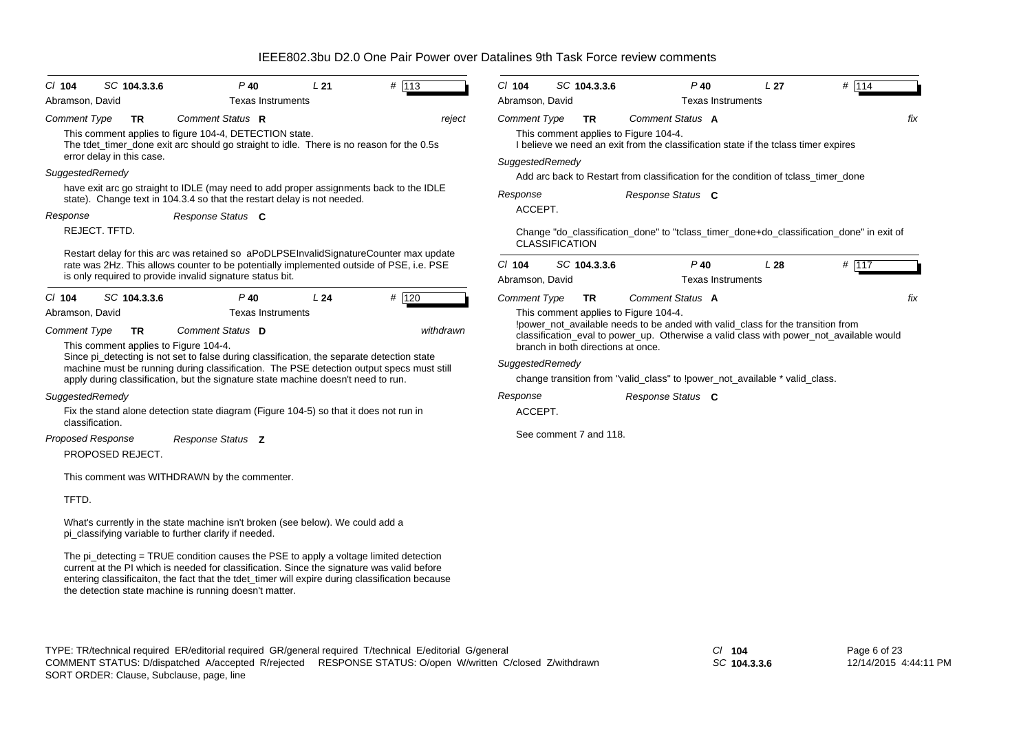**Cl** 104 **SC** 104.3.3.6 **P** 40 **L** 21 **#** 113

Abramson, David — Texas Instruments

*Comment Type* **TR** *Comment Status* **R** *reject*

This comment applies to figure 104-4, DETECTION state.
The tdet_timer_done exit arc should go straight to idle. There is no reason for the 0.5s error delay in this case.

*SuggestedRemedy*

have exit arc go straight to IDLE (may need to add proper assignments back to the IDLE state). Change text in 104.3.4 so that the restart delay is not needed.

*Response* *Response Status* **C**

REJECT. TFTD.

Restart delay for this arc was retained so aPoDLPSEInvalidSignatureCounter max update rate was 2Hz. This allows counter to be potentially implemented outside of PSE, i.e. PSE is only required to provide invalid signature status bit.

---

**Cl** 104 **SC** 104.3.3.6 **P** 40 **L** 24 **#** 120

Abramson, David — Texas Instruments

*Comment Type* **TR** *Comment Status* **D** *withdrawn*

This comment applies to Figure 104-4.
Since pi_detecting is not set to false during classification, the separate detection state machine must be running during classification. The PSE detection output specs must still apply during classification, but the signature state machine doesn't need to run.

*SuggestedRemedy*

Fix the stand alone detection state diagram (Figure 104-5) so that it does not run in classification.

*Proposed Response* *Response Status* **Z**

PROPOSED REJECT.

This comment was WITHDRAWN by the commenter.

TFTD.

What's currently in the state machine isn't broken (see below). We could add a pi_classifying variable to further clarify if needed.

The pi_detecting = TRUE condition causes the PSE to apply a voltage limited detection current at the PI which is needed for classification. Since the signature was valid before entering classificaiton, the fact that the tdet_timer will expire during classification because the detection state machine is running doesn't matter.

---

**Cl** 104 **SC** 104.3.3.6 **P** 40 **L** 27 **#** 114

Abramson, David — Texas Instruments

*Comment Type* **TR** *Comment Status* **A** *fix*

This comment applies to Figure 104-4.
I believe we need an exit from the classification state if the tclass timer expires

*SuggestedRemedy*

Add arc back to Restart from classification for the condition of tclass_timer_done

*Response* *Response Status* **C**

ACCEPT.

Change "do_classification_done" to "tclass_timer_done+do_classification_done" in exit of CLASSIFICATION

---

**Cl** 104 **SC** 104.3.3.6 **P** 40 **L** 28 **#** 117

Abramson, David — Texas Instruments

*Comment Type* **TR** *Comment Status* **A** *fix*

This comment applies to Figure 104-4.
!power_not_available needs to be anded with valid_class for the transition from classification_eval to power_up. Otherwise a valid class with power_not_available would branch in both directions at once.

*SuggestedRemedy*

change transition from "valid_class" to !power_not_available * valid_class.

*Response* *Response Status* **C**

ACCEPT.

See comment 7 and 118.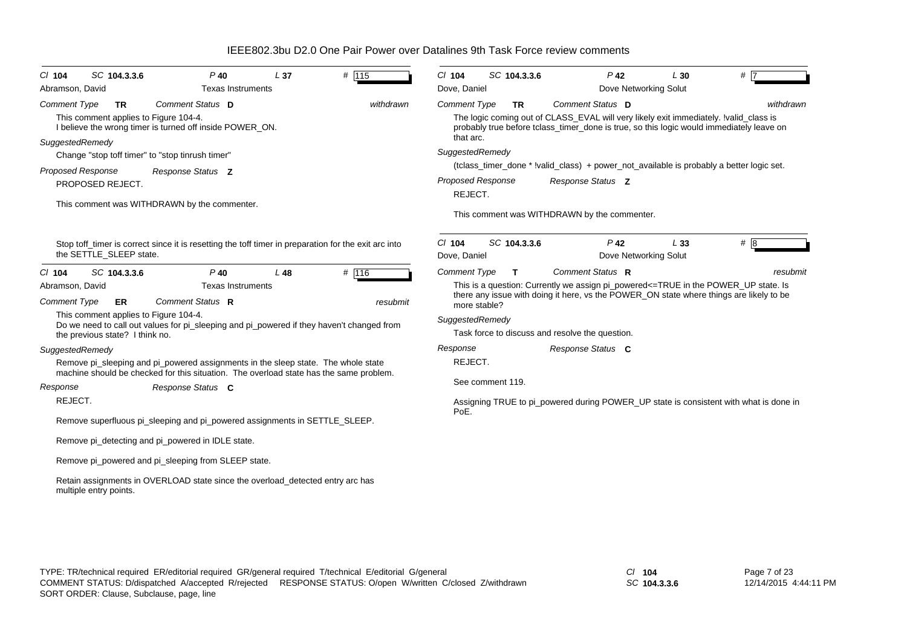IEEE802.3bu D2.0 One Pair Power over Datalines 9th Task Force review comments

---

Cl **104** SC **104.3.3.6** P **40** L **37** # **115**

Abramson, David — Texas Instruments

*Comment Type* **TR** *Comment Status* **D** *withdrawn*

This comment applies to Figure 104-4.
I believe the wrong timer is turned off inside POWER_ON.

*SuggestedRemedy*

Change "stop toff timer" to "stop tinrush timer"

*Proposed Response* *Response Status* **Z**

PROPOSED REJECT.

This comment was WITHDRAWN by the commenter.

Stop toff_timer is correct since it is resetting the toff timer in preparation for the exit arc into the SETTLE_SLEEP state.

---

Cl **104** SC **104.3.3.6** P **40** L **48** # **116**

Abramson, David — Texas Instruments

*Comment Type* **ER** *Comment Status* **R** *resubmit*

This comment applies to Figure 104-4.
Do we need to call out values for pi_sleeping and pi_powered if they haven't changed from the previous state? I think no.

*SuggestedRemedy*

Remove pi_sleeping and pi_powered assignments in the sleep state. The whole state machine should be checked for this situation. The overload state has the same problem.

*Response* *Response Status* **C**

REJECT.

Remove superfluous pi_sleeping and pi_powered assignments in SETTLE_SLEEP.

Remove pi_detecting and pi_powered in IDLE state.

Remove pi_powered and pi_sleeping from SLEEP state.

Retain assignments in OVERLOAD state since the overload_detected entry arc has multiple entry points.

---

Cl **104** SC **104.3.3.6** P **42** L **30** # **7**

Dove, Daniel — Dove Networking Solut

*Comment Type* **TR** *Comment Status* **D** *withdrawn*

The logic coming out of CLASS_EVAL will very likely exit immediately. !valid_class is probably true before tclass_timer_done is true, so this logic would immediately leave on that arc.

*SuggestedRemedy*

(tclass_timer_done * !valid_class) + power_not_available is probably a better logic set.

*Proposed Response* *Response Status* **Z**

REJECT.

This comment was WITHDRAWN by the commenter.

---

Cl **104** SC **104.3.3.6** P **42** L **33** # **8**

Dove, Daniel — Dove Networking Solut

*Comment Type* **T** *Comment Status* **R** *resubmit*

This is a question: Currently we assign pi_powered<=TRUE in the POWER_UP state. Is there any issue with doing it here, vs the POWER_ON state where things are likely to be more stable?

*SuggestedRemedy*

Task force to discuss and resolve the question.

*Response* *Response Status* **C**

REJECT.

See comment 119.

Assigning TRUE to pi_powered during POWER_UP state is consistent with what is done in PoE.

---

TYPE: TR/technical required ER/editorial required GR/general required T/technical E/editorial G/general
COMMENT STATUS: D/dispatched A/accepted R/rejected RESPONSE STATUS: O/open W/written C/closed Z/withdrawn
SORT ORDER: Clause, Subclause, page, line

Cl **104** SC **104.3.3.6**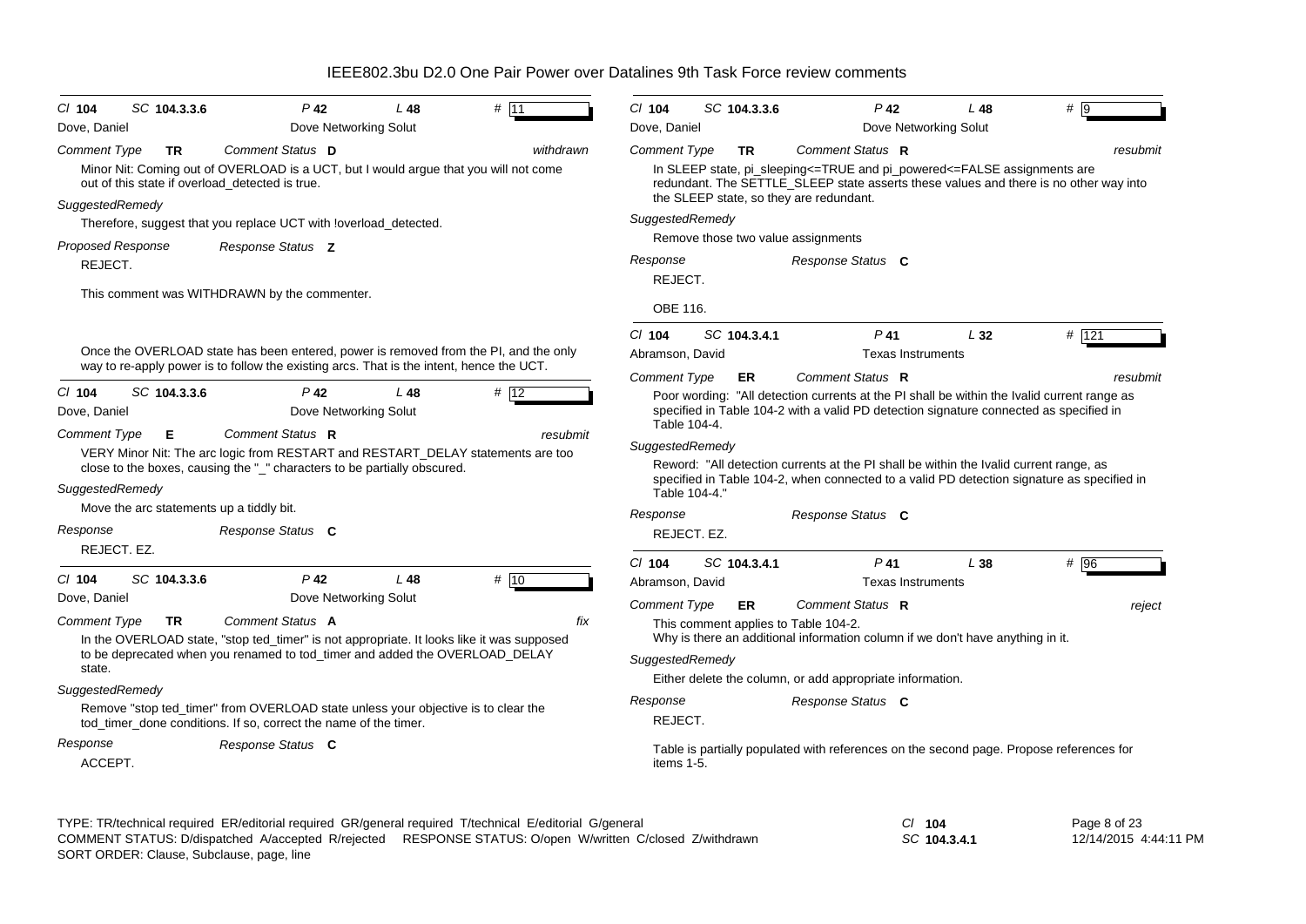IEEE802.3bu D2.0 One Pair Power over Datalines 9th Task Force review comments

---

Cl **104** SC **104.3.3.6** P **42** L **48** # 11

Dove, Daniel — Dove Networking Solut

*Comment Type* **TR** *Comment Status* **D** *withdrawn*

Minor Nit: Coming out of OVERLOAD is a UCT, but I would argue that you will not come out of this state if overload_detected is true.

*SuggestedRemedy*

Therefore, suggest that you replace UCT with !overload_detected.

*Proposed Response* *Response Status* **Z**

REJECT.

This comment was WITHDRAWN by the commenter.

Once the OVERLOAD state has been entered, power is removed from the PI, and the only way to re-apply power is to follow the existing arcs. That is the intent, hence the UCT.

---

Cl **104** SC **104.3.3.6** P **42** L **48** # 12

Dove, Daniel — Dove Networking Solut

*Comment Type* **E** *Comment Status* **R** *resubmit*

VERY Minor Nit: The arc logic from RESTART and RESTART_DELAY statements are too close to the boxes, causing the "_" characters to be partially obscured.

*SuggestedRemedy*

Move the arc statements up a tiddly bit.

*Response* *Response Status* **C**

REJECT. EZ.

---

Cl **104** SC **104.3.3.6** P **42** L **48** # 10

Dove, Daniel — Dove Networking Solut

*Comment Type* **TR** *Comment Status* **A** *fix*

In the OVERLOAD state, "stop ted_timer" is not appropriate. It looks like it was supposed to be deprecated when you renamed to tod_timer and added the OVERLOAD_DELAY state.

*SuggestedRemedy*

Remove "stop ted_timer" from OVERLOAD state unless your objective is to clear the tod_timer_done conditions. If so, correct the name of the timer.

*Response* *Response Status* **C**

ACCEPT.

---

Cl **104** SC **104.3.3.6** P **42** L **48** # 9

Dove, Daniel — Dove Networking Solut

*Comment Type* **TR** *Comment Status* **R** *resubmit*

In SLEEP state, pi_sleeping<=TRUE and pi_powered<=FALSE assignments are redundant. The SETTLE_SLEEP state asserts these values and there is no other way into the SLEEP state, so they are redundant.

*SuggestedRemedy*

Remove those two value assignments

*Response* *Response Status* **C**

REJECT.

OBE 116.

---

Cl **104** SC **104.3.4.1** P **41** L **32** # 121

Abramson, David — Texas Instruments

*Comment Type* **ER** *Comment Status* **R** *resubmit*

Poor wording: "All detection currents at the PI shall be within the Ivalid current range as specified in Table 104-2 with a valid PD detection signature connected as specified in Table 104-4.

*SuggestedRemedy*

Reword: "All detection currents at the PI shall be within the Ivalid current range, as specified in Table 104-2, when connected to a valid PD detection signature as specified in Table 104-4."

*Response* *Response Status* **C**

REJECT. EZ.

---

Cl **104** SC **104.3.4.1** P **41** L **38** # 96

Abramson, David — Texas Instruments

*Comment Type* **ER** *Comment Status* **R** *reject*

This comment applies to Table 104-2.
Why is there an additional information column if we don't have anything in it.

*SuggestedRemedy*

Either delete the column, or add appropriate information.

*Response* *Response Status* **C**

REJECT.

Table is partially populated with references on the second page. Propose references for items 1-5.

---

TYPE: TR/technical required ER/editorial required GR/general required T/technical E/editorial G/general
COMMENT STATUS: D/dispatched A/accepted R/rejected RESPONSE STATUS: O/open W/written C/closed Z/withdrawn
SORT ORDER: Clause, Subclause, page, line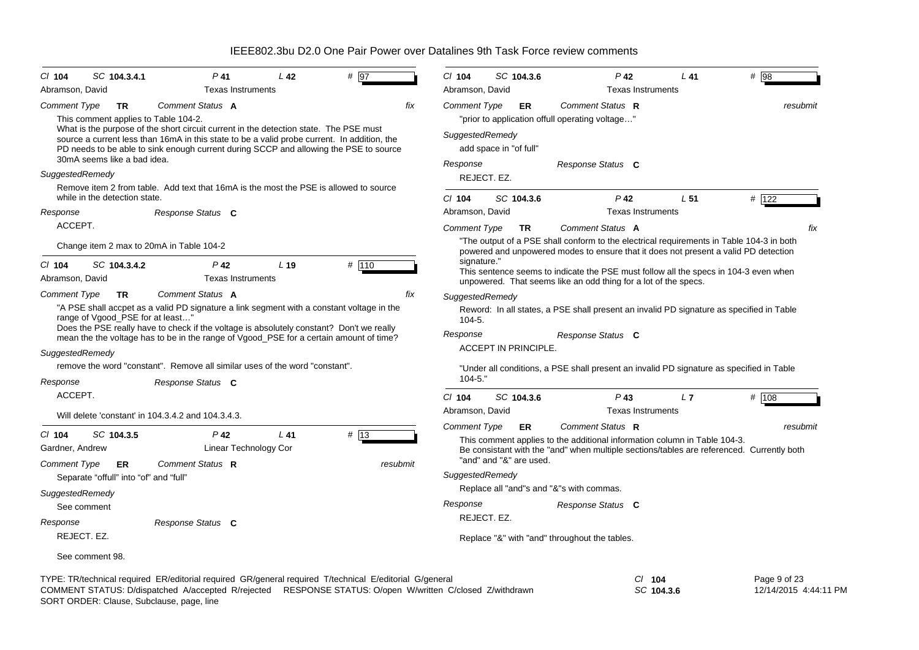*Cl* **104** *SC* **104.3.4.1** *P* **41** *L* **42** # 97

Abramson, David — Texas Instruments

*Comment Type* **TR** *Comment Status* **A** *fix*

This comment applies to Table 104-2.
What is the purpose of the short circuit current in the detection state. The PSE must source a current less than 16mA in this state to be a valid probe current. In addition, the PD needs to be able to sink enough current during SCCP and allowing the PSE to source 30mA seems like a bad idea.

*SuggestedRemedy*

Remove item 2 from table. Add text that 16mA is the most the PSE is allowed to source while in the detection state.

*Response* *Response Status* **C**

ACCEPT.

Change item 2 max to 20mA in Table 104-2

---

*Cl* **104** *SC* **104.3.4.2** *P* **42** *L* **19** # 110

Abramson, David — Texas Instruments

*Comment Type* **TR** *Comment Status* **A** *fix*

"A PSE shall accpet as a valid PD signature a link segment with a constant voltage in the range of Vgood_PSE for at least…"
Does the PSE really have to check if the voltage is absolutely constant? Don't we really mean the the voltage has to be in the range of Vgood_PSE for a certain amount of time?

*SuggestedRemedy*

remove the word "constant". Remove all similar uses of the word "constant".

*Response* *Response Status* **C**

ACCEPT.

Will delete 'constant' in 104.3.4.2 and 104.3.4.3.

---

*Cl* **104** *SC* **104.3.5** *P* **42** *L* **41** # 13

Gardner, Andrew — Linear Technology Cor

*Comment Type* **ER** *Comment Status* **R** *resubmit*

Separate "offull" into "of" and "full"

*SuggestedRemedy*

See comment

*Response* *Response Status* **C**

REJECT. EZ.

See comment 98.

---

*Cl* **104** *SC* **104.3.6** *P* **42** *L* **41** # 98

Abramson, David — Texas Instruments

*Comment Type* **ER** *Comment Status* **R** *resubmit*

"prior to application offull operating voltage…"

*SuggestedRemedy*

add space in "of full"

*Response* *Response Status* **C**

REJECT. EZ.

---

*Cl* **104** *SC* **104.3.6** *P* **42** *L* **51** # 122

Abramson, David — Texas Instruments

*Comment Type* **TR** *Comment Status* **A** *fix*

"The output of a PSE shall conform to the electrical requirements in Table 104-3 in both powered and unpowered modes to ensure that it does not present a valid PD detection signature."
This sentence seems to indicate the PSE must follow all the specs in 104-3 even when unpowered. That seems like an odd thing for a lot of the specs.

*SuggestedRemedy*

Reword: In all states, a PSE shall present an invalid PD signature as specified in Table 104-5.

*Response* *Response Status* **C**

ACCEPT IN PRINCIPLE.

"Under all conditions, a PSE shall present an invalid PD signature as specified in Table 104-5."

---

*Cl* **104** *SC* **104.3.6** *P* **43** *L* **7** # 108

Abramson, David — Texas Instruments

*Comment Type* **ER** *Comment Status* **R** *resubmit*

This comment applies to the additional information column in Table 104-3.
Be consistant with the "and" when multiple sections/tables are referenced. Currently both "and" and "&" are used.

*SuggestedRemedy*

Replace all "and"s and "&"s with commas.

*Response* *Response Status* **C**

REJECT. EZ.

Replace "&" with "and" throughout the tables.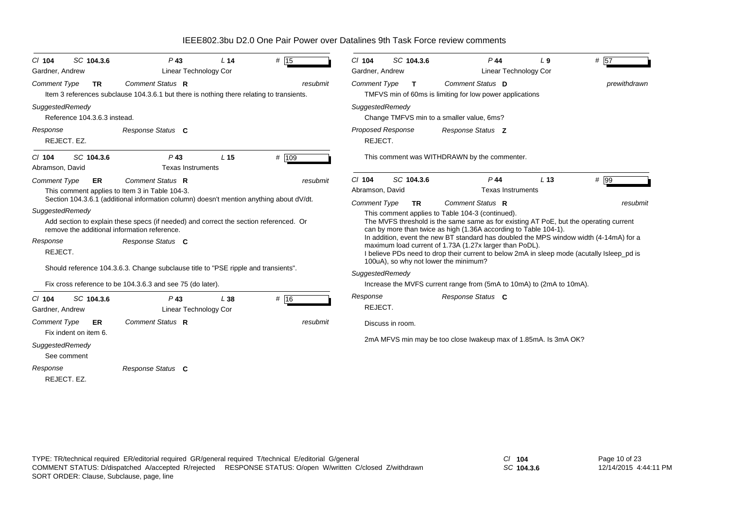# IEEE802.3bu D2.0 One Pair Power over Datalines 9th Task Force review comments

**Cl** 104 **SC** 104.3.6 **P** 43 **L** 14 **#** 15

Gardner, Andrew — Linear Technology Cor

*Comment Type* **TR** *Comment Status* **R** *resubmit*

Item 3 references subclause 104.3.6.1 but there is nothing there relating to transients.

*SuggestedRemedy*

Reference 104.3.6.3 instead.

*Response* *Response Status* **C**

REJECT. EZ.

---

**Cl** 104 **SC** 104.3.6 **P** 43 **L** 15 **#** 109

Abramson, David — Texas Instruments

*Comment Type* **ER** *Comment Status* **R** *resubmit*

This comment applies to Item 3 in Table 104-3.
Section 104.3.6.1 (additional information column) doesn't mention anything about dV/dt.

*SuggestedRemedy*

Add section to explain these specs (if needed) and correct the section referenced. Or remove the additional information reference.

*Response* *Response Status* **C**

REJECT.

Should reference 104.3.6.3. Change subclause title to "PSE ripple and transients".

Fix cross reference to be 104.3.6.3 and see 75 (do later).

---

**Cl** 104 **SC** 104.3.6 **P** 43 **L** 38 **#** 16

Gardner, Andrew — Linear Technology Cor

*Comment Type* **ER** *Comment Status* **R** *resubmit*

Fix indent on item 6.

*SuggestedRemedy*

See comment

*Response* *Response Status* **C**

REJECT. EZ.

---

**Cl** 104 **SC** 104.3.6 **P** 44 **L** 9 **#** 57

Gardner, Andrew — Linear Technology Cor

*Comment Type* **T** *Comment Status* **D** *prewithdrawn*

TMFVS min of 60ms is limiting for low power applications

*SuggestedRemedy*

Change TMFVS min to a smaller value, 6ms?

*Proposed Response* *Response Status* **Z**

REJECT.

This comment was WITHDRAWN by the commenter.

---

**Cl** 104 **SC** 104.3.6 **P** 44 **L** 13 **#** 99

Abramson, David — Texas Instruments

*Comment Type* **TR** *Comment Status* **R** *resubmit*

This comment applies to Table 104-3 (continued).
The MVFS threshold is the same same as for existing AT PoE, but the operating current can by more than twice as high (1.36A according to Table 104-1).
In addition, event the new BT standard has doubled the MPS window width (4-14mA) for a maximum load current of 1.73A (1.27x larger than PoDL).
I believe PDs need to drop their current to below 2mA in sleep mode (acutally Isleep_pd is 100uA), so why not lower the minimum?

*SuggestedRemedy*

Increase the MVFS current range from (5mA to 10mA) to (2mA to 10mA).

*Response* *Response Status* **C**

REJECT.

Discuss in room.

2mA MFVS min may be too close Iwakeup max of 1.85mA. Is 3mA OK?

---

TYPE: TR/technical required ER/editorial required GR/general required T/technical E/editorial G/general
COMMENT STATUS: D/dispatched A/accepted R/rejected RESPONSE STATUS: O/open W/written C/closed Z/withdrawn
SORT ORDER: Clause, Subclause, page, line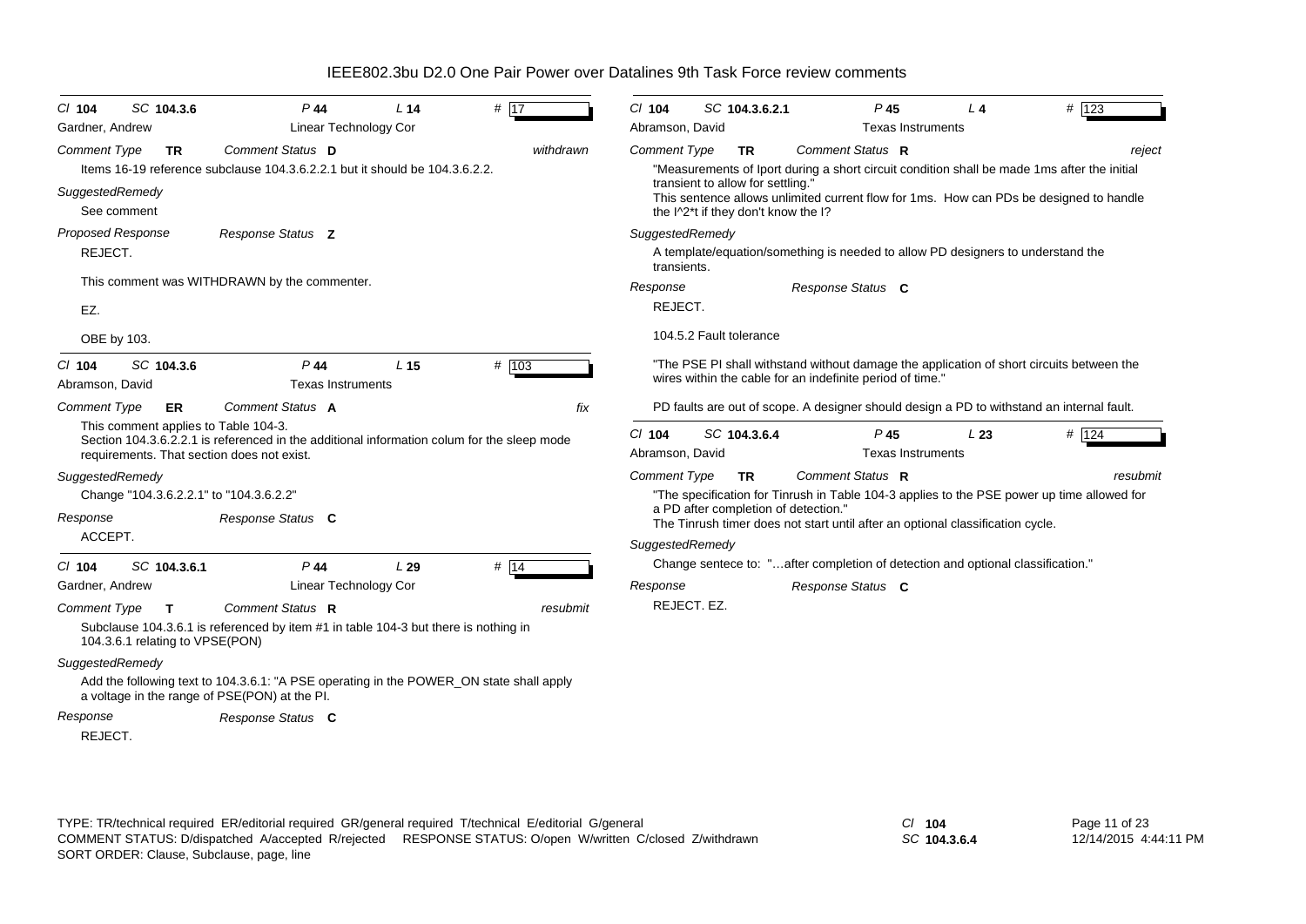# IEEE802.3bu D2.0 One Pair Power over Datalines 9th Task Force review comments

---

*Cl* **104** *SC* **104.3.6** *P* **44** *L* **14** # **17**

Gardner, Andrew — Linear Technology Cor

*Comment Type* **TR** *Comment Status* **D** *withdrawn*

Items 16-19 reference subclause 104.3.6.2.2.1 but it should be 104.3.6.2.2.

*SuggestedRemedy*

See comment

*Proposed Response* *Response Status* **Z**

REJECT.

This comment was WITHDRAWN by the commenter.

EZ.

OBE by 103.

---

*Cl* **104** *SC* **104.3.6** *P* **44** *L* **15** # **103**

Abramson, David — Texas Instruments

*Comment Type* **ER** *Comment Status* **A** *fix*

This comment applies to Table 104-3.
Section 104.3.6.2.2.1 is referenced in the additional information colum for the sleep mode requirements. That section does not exist.

*SuggestedRemedy*

Change "104.3.6.2.2.1" to "104.3.6.2.2"

*Response* *Response Status* **C**

ACCEPT.

---

*Cl* **104** *SC* **104.3.6.1** *P* **44** *L* **29** # **14**

Gardner, Andrew — Linear Technology Cor

*Comment Type* **T** *Comment Status* **R** *resubmit*

Subclause 104.3.6.1 is referenced by item #1 in table 104-3 but there is nothing in 104.3.6.1 relating to VPSE(PON)

*SuggestedRemedy*

Add the following text to 104.3.6.1: "A PSE operating in the POWER_ON state shall apply a voltage in the range of PSE(PON) at the PI.

*Response* *Response Status* **C**

REJECT.

---

*Cl* **104** *SC* **104.3.6.2.1** *P* **45** *L* **4** # **123**

Abramson, David — Texas Instruments

*Comment Type* **TR** *Comment Status* **R** *reject*

"Measurements of Iport during a short circuit condition shall be made 1ms after the initial transient to allow for settling."
This sentence allows unlimited current flow for 1ms. How can PDs be designed to handle the I^2*t if they don't know the I?

*SuggestedRemedy*

A template/equation/something is needed to allow PD designers to understand the transients.

*Response* *Response Status* **C**

REJECT.

104.5.2 Fault tolerance

"The PSE PI shall withstand without damage the application of short circuits between the wires within the cable for an indefinite period of time."

PD faults are out of scope. A designer should design a PD to withstand an internal fault.

---

*Cl* **104** *SC* **104.3.6.4** *P* **45** *L* **23** # **124**

Abramson, David — Texas Instruments

*Comment Type* **TR** *Comment Status* **R** *resubmit*

"The specification for Tinrush in Table 104-3 applies to the PSE power up time allowed for a PD after completion of detection."
The Tinrush timer does not start until after an optional classification cycle.

*SuggestedRemedy*

Change sentece to: "…after completion of detection and optional classification."

*Response* *Response Status* **C**

REJECT. EZ.

---

TYPE: TR/technical required ER/editorial required GR/general required T/technical E/editorial G/general
COMMENT STATUS: D/dispatched A/accepted R/rejected RESPONSE STATUS: O/open W/written C/closed Z/withdrawn
SORT ORDER: Clause, Subclause, page, line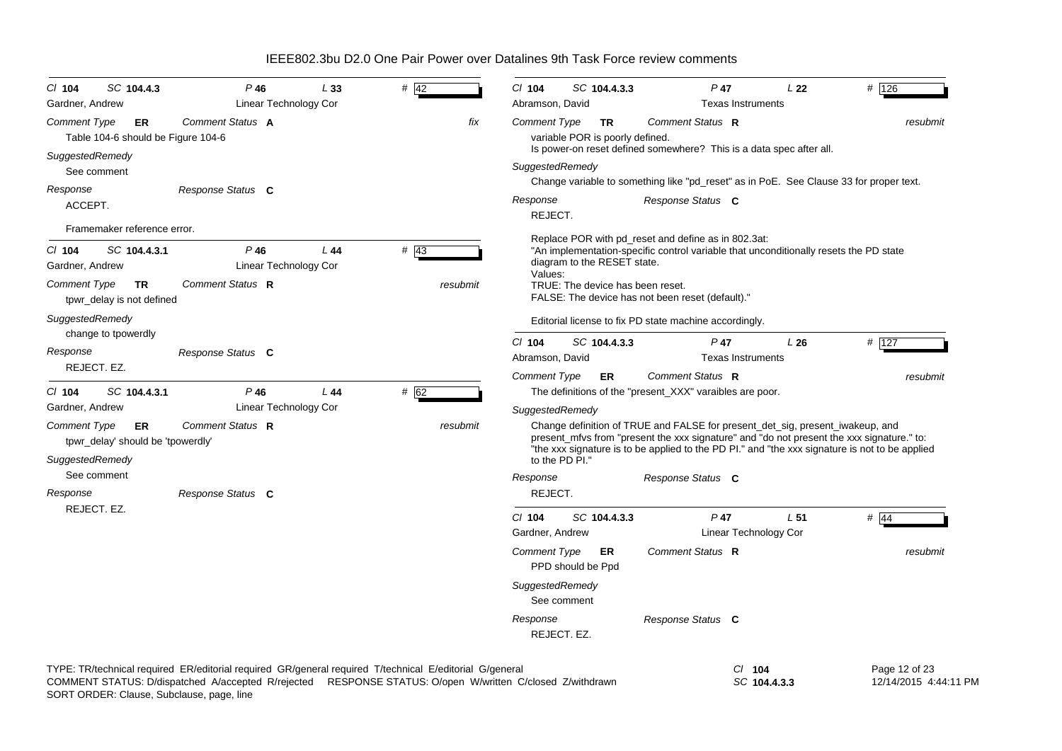# IEEE802.3bu D2.0 One Pair Power over Datalines 9th Task Force review comments

---

*Cl* **104** *SC* **104.4.3** *P* **46** *L* **33** *#* 42
Gardner, Andrew — Linear Technology Cor

*Comment Type* **ER** *Comment Status* **A** *fix*

Table 104-6 should be Figure 104-6

*SuggestedRemedy*

See comment

*Response* *Response Status* **C**

ACCEPT.

Framemaker reference error.

---

*Cl* **104** *SC* **104.4.3.1** *P* **46** *L* **44** *#* 43
Gardner, Andrew — Linear Technology Cor

*Comment Type* **TR** *Comment Status* **R** *resubmit*

tpwr_delay is not defined

*SuggestedRemedy*

change to tpowerdly

*Response* *Response Status* **C**

REJECT. EZ.

---

*Cl* **104** *SC* **104.4.3.1** *P* **46** *L* **44** *#* 62
Gardner, Andrew — Linear Technology Cor

*Comment Type* **ER** *Comment Status* **R** *resubmit*

tpwr_delay' should be 'tpowerdly'

*SuggestedRemedy*

See comment

*Response* *Response Status* **C**

REJECT. EZ.

---

*Cl* **104** *SC* **104.4.3.3** *P* **47** *L* **22** *#* 126
Abramson, David — Texas Instruments

*Comment Type* **TR** *Comment Status* **R** *resubmit*

variable POR is poorly defined.
Is power-on reset defined somewhere? This is a data spec after all.

*SuggestedRemedy*

Change variable to something like "pd_reset" as in PoE. See Clause 33 for proper text.

*Response* *Response Status* **C**

REJECT.

Replace POR with pd_reset and define as in 802.3at:
"An implementation-specific control variable that unconditionally resets the PD state diagram to the RESET state.
Values:
TRUE: The device has been reset.
FALSE: The device has not been reset (default)."

Editorial license to fix PD state machine accordingly.

---

*Cl* **104** *SC* **104.4.3.3** *P* **47** *L* **26** *#* 127
Abramson, David — Texas Instruments

*Comment Type* **ER** *Comment Status* **R** *resubmit*

The definitions of the "present_XXX" varaibles are poor.

*SuggestedRemedy*

Change definition of TRUE and FALSE for present_det_sig, present_iwakeup, and present_mfvs from "present the xxx signature" and "do not present the xxx signature." to: "the xxx signature is to be applied to the PD PI." and "the xxx signature is not to be applied to the PD PI."

*Response* *Response Status* **C**

REJECT.

---

*Cl* **104** *SC* **104.4.3.3** *P* **47** *L* **51** *#* 44
Gardner, Andrew — Linear Technology Cor

*Comment Type* **ER** *Comment Status* **R** *resubmit*

PPD should be Ppd

*SuggestedRemedy*

See comment

*Response* *Response Status* **C**

REJECT. EZ.

---

TYPE: TR/technical required ER/editorial required GR/general required T/technical E/editorial G/general
COMMENT STATUS: D/dispatched A/accepted R/rejected RESPONSE STATUS: O/open W/written C/closed Z/withdrawn
SORT ORDER: Clause, Subclause, page, line

*Cl* **104** *SC* **104.4.3.3**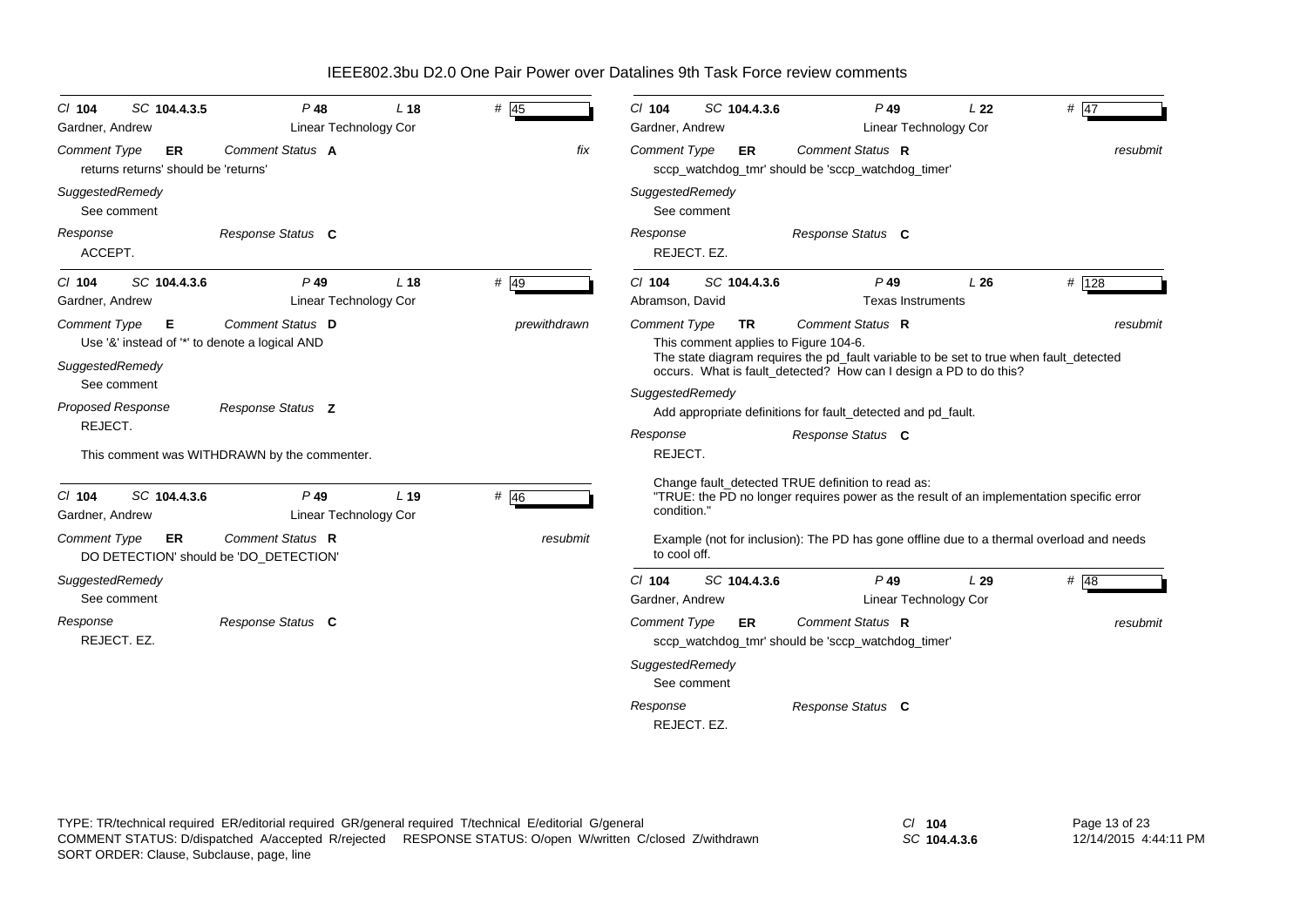# IEEE802.3bu D2.0 One Pair Power over Datalines 9th Task Force review comments

---

**Cl** 104 **SC** 104.4.3.5 **P** 48 **L** 18 **#** 45

Gardner, Andrew — Linear Technology Cor

*Comment Type* **ER** *Comment Status* **A** *fix*

returns returns' should be 'returns'

*SuggestedRemedy*

See comment

*Response* *Response Status* **C**

ACCEPT.

---

**Cl** 104 **SC** 104.4.3.6 **P** 49 **L** 18 **#** 49

Gardner, Andrew — Linear Technology Cor

*Comment Type* **E** *Comment Status* **D** *prewithdrawn*

Use '&' instead of '*' to denote a logical AND

*SuggestedRemedy*

See comment

*Proposed Response* *Response Status* **Z**

REJECT.

This comment was WITHDRAWN by the commenter.

---

**Cl** 104 **SC** 104.4.3.6 **P** 49 **L** 19 **#** 46

Gardner, Andrew — Linear Technology Cor

*Comment Type* **ER** *Comment Status* **R** *resubmit*

DO DETECTION' should be 'DO_DETECTION'

*SuggestedRemedy*

See comment

*Response* *Response Status* **C**

REJECT. EZ.

---

**Cl** 104 **SC** 104.4.3.6 **P** 49 **L** 22 **#** 47

Gardner, Andrew — Linear Technology Cor

*Comment Type* **ER** *Comment Status* **R** *resubmit*

sccp_watchdog_tmr' should be 'sccp_watchdog_timer'

*SuggestedRemedy*

See comment

*Response* *Response Status* **C**

REJECT. EZ.

---

**Cl** 104 **SC** 104.4.3.6 **P** 49 **L** 26 **#** 128

Abramson, David — Texas Instruments

*Comment Type* **TR** *Comment Status* **R** *resubmit*

This comment applies to Figure 104-6.
The state diagram requires the pd_fault variable to be set to true when fault_detected occurs. What is fault_detected? How can I design a PD to do this?

*SuggestedRemedy*

Add appropriate definitions for fault_detected and pd_fault.

*Response* *Response Status* **C**

REJECT.

Change fault_detected TRUE definition to read as:
"TRUE: the PD no longer requires power as the result of an implementation specific error condition."

Example (not for inclusion): The PD has gone offline due to a thermal overload and needs to cool off.

---

**Cl** 104 **SC** 104.4.3.6 **P** 49 **L** 29 **#** 48

Gardner, Andrew — Linear Technology Cor

*Comment Type* **ER** *Comment Status* **R** *resubmit*

sccp_watchdog_tmr' should be 'sccp_watchdog_timer'

*SuggestedRemedy*

See comment

*Response* *Response Status* **C**

REJECT. EZ.

---

TYPE: TR/technical required ER/editorial required GR/general required T/technical E/editorial G/general
COMMENT STATUS: D/dispatched A/accepted R/rejected RESPONSE STATUS: O/open W/written C/closed Z/withdrawn
SORT ORDER: Clause, Subclause, page, line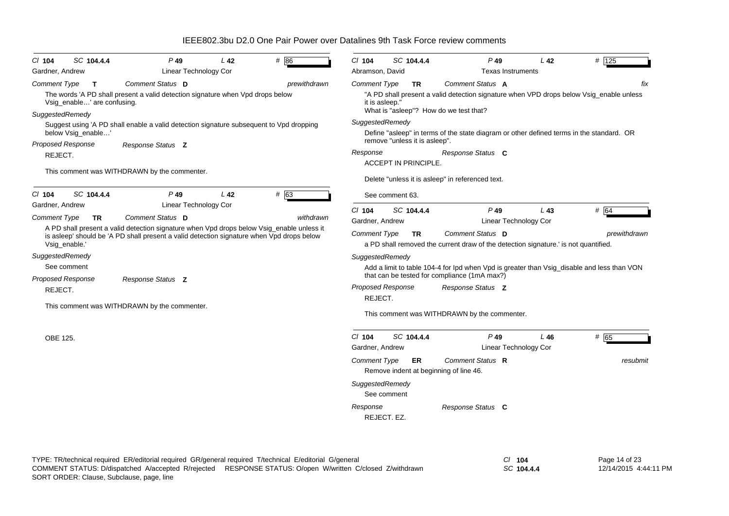# IEEE802.3bu D2.0 One Pair Power over Datalines 9th Task Force review comments

---

Cl **104** SC **104.4.4** P **49** L **42** # **86**

Gardner, Andrew — Linear Technology Cor

*Comment Type* **T** *Comment Status* **D** *prewithdrawn*

The words 'A PD shall present a valid detection signature when Vpd drops below Vsig_enable…' are confusing.

*SuggestedRemedy*

Suggest using 'A PD shall enable a valid detection signature subsequent to Vpd dropping below Vsig_enable…'

*Proposed Response* *Response Status* **Z**

REJECT.

This comment was WITHDRAWN by the commenter.

---

Cl **104** SC **104.4.4** P **49** L **42** # **63**

Gardner, Andrew — Linear Technology Cor

*Comment Type* **TR** *Comment Status* **D** *withdrawn*

A PD shall present a valid detection signature when Vpd drops below Vsig_enable unless it is asleep' should be 'A PD shall present a valid detection signature when Vpd drops below Vsig_enable.'

*SuggestedRemedy*

See comment

*Proposed Response* *Response Status* **Z**

REJECT.

This comment was WITHDRAWN by the commenter.

OBE 125.

---

Cl **104** SC **104.4.4** P **49** L **42** # **125**

Abramson, David — Texas Instruments

*Comment Type* **TR** *Comment Status* **A** *fix*

"A PD shall present a valid detection signature when VPD drops below Vsig_enable unless it is asleep."
What is "asleep"? How do we test that?

*SuggestedRemedy*

Define "asleep" in terms of the state diagram or other defined terms in the standard. OR remove "unless it is asleep".

*Response* *Response Status* **C**

ACCEPT IN PRINCIPLE.

Delete "unless it is asleep" in referenced text.

See comment 63.

---

Cl **104** SC **104.4.4** P **49** L **43** # **64**

Gardner, Andrew — Linear Technology Cor

*Comment Type* **TR** *Comment Status* **D** *prewithdrawn*

a PD shall removed the current draw of the detection signature.' is not quantified.

*SuggestedRemedy*

Add a limit to table 104-4 for Ipd when Vpd is greater than Vsig_disable and less than VON that can be tested for compliance (1mA max?)

*Proposed Response* *Response Status* **Z**

REJECT.

This comment was WITHDRAWN by the commenter.

---

Cl **104** SC **104.4.4** P **49** L **46** # **65**

Gardner, Andrew — Linear Technology Cor

*Comment Type* **ER** *Comment Status* **R** *resubmit*

Remove indent at beginning of line 46.

*SuggestedRemedy*

See comment

*Response* *Response Status* **C**

REJECT. EZ.

---

TYPE: TR/technical required ER/editorial required GR/general required T/technical E/editorial G/general
COMMENT STATUS: D/dispatched A/accepted R/rejected RESPONSE STATUS: O/open W/written C/closed Z/withdrawn
SORT ORDER: Clause, Subclause, page, line

Cl **104** SC **104.4.4**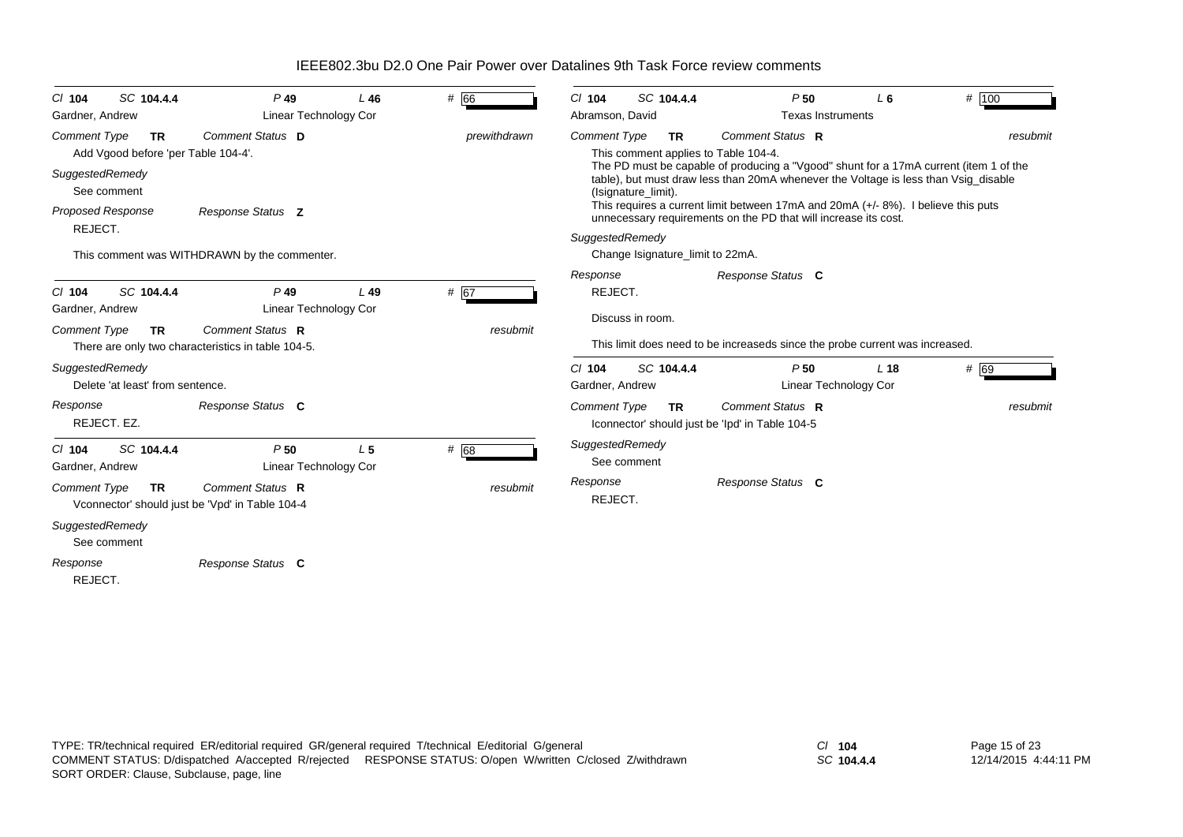# IEEE802.3bu D2.0 One Pair Power over Datalines 9th Task Force review comments

---

Cl **104** SC **104.4.4** P **49** L **46** # 66

Gardner, Andrew — Linear Technology Cor

*Comment Type* **TR** *Comment Status* **D** *prewithdrawn*

Add Vgood before 'per Table 104-4'.

*SuggestedRemedy*

See comment

*Proposed Response* *Response Status* **Z**

REJECT.

This comment was WITHDRAWN by the commenter.

---

Cl **104** SC **104.4.4** P **49** L **49** # 67

Gardner, Andrew — Linear Technology Cor

*Comment Type* **TR** *Comment Status* **R** *resubmit*

There are only two characteristics in table 104-5.

*SuggestedRemedy*

Delete 'at least' from sentence.

*Response* *Response Status* **C**

REJECT. EZ.

---

Cl **104** SC **104.4.4** P **50** L **5** # 68

Gardner, Andrew — Linear Technology Cor

*Comment Type* **TR** *Comment Status* **R** *resubmit*

Vconnector' should just be 'Vpd' in Table 104-4

*SuggestedRemedy*

See comment

*Response* *Response Status* **C**

REJECT.

---

Cl **104** SC **104.4.4** P **50** L **6** # 100

Abramson, David — Texas Instruments

*Comment Type* **TR** *Comment Status* **R** *resubmit*

This comment applies to Table 104-4.

The PD must be capable of producing a "Vgood" shunt for a 17mA current (item 1 of the table), but must draw less than 20mA whenever the Voltage is less than Vsig_disable (Isignature_limit).

This requires a current limit between 17mA and 20mA (+/- 8%). I believe this puts unnecessary requirements on the PD that will increase its cost.

*SuggestedRemedy*

Change Isignature_limit to 22mA.

*Response* *Response Status* **C**

REJECT.

Discuss in room.

This limit does need to be increaseds since the probe current was increased.

---

Cl **104** SC **104.4.4** P **50** L **18** # 69

Gardner, Andrew — Linear Technology Cor

*Comment Type* **TR** *Comment Status* **R** *resubmit*

Iconnector' should just be 'Ipd' in Table 104-5

*SuggestedRemedy*

See comment

*Response* *Response Status* **C**

REJECT.

---

TYPE: TR/technical required ER/editorial required GR/general required T/technical E/editorial G/general
COMMENT STATUS: D/dispatched A/accepted R/rejected RESPONSE STATUS: O/open W/written C/closed Z/withdrawn
SORT ORDER: Clause, Subclause, page, line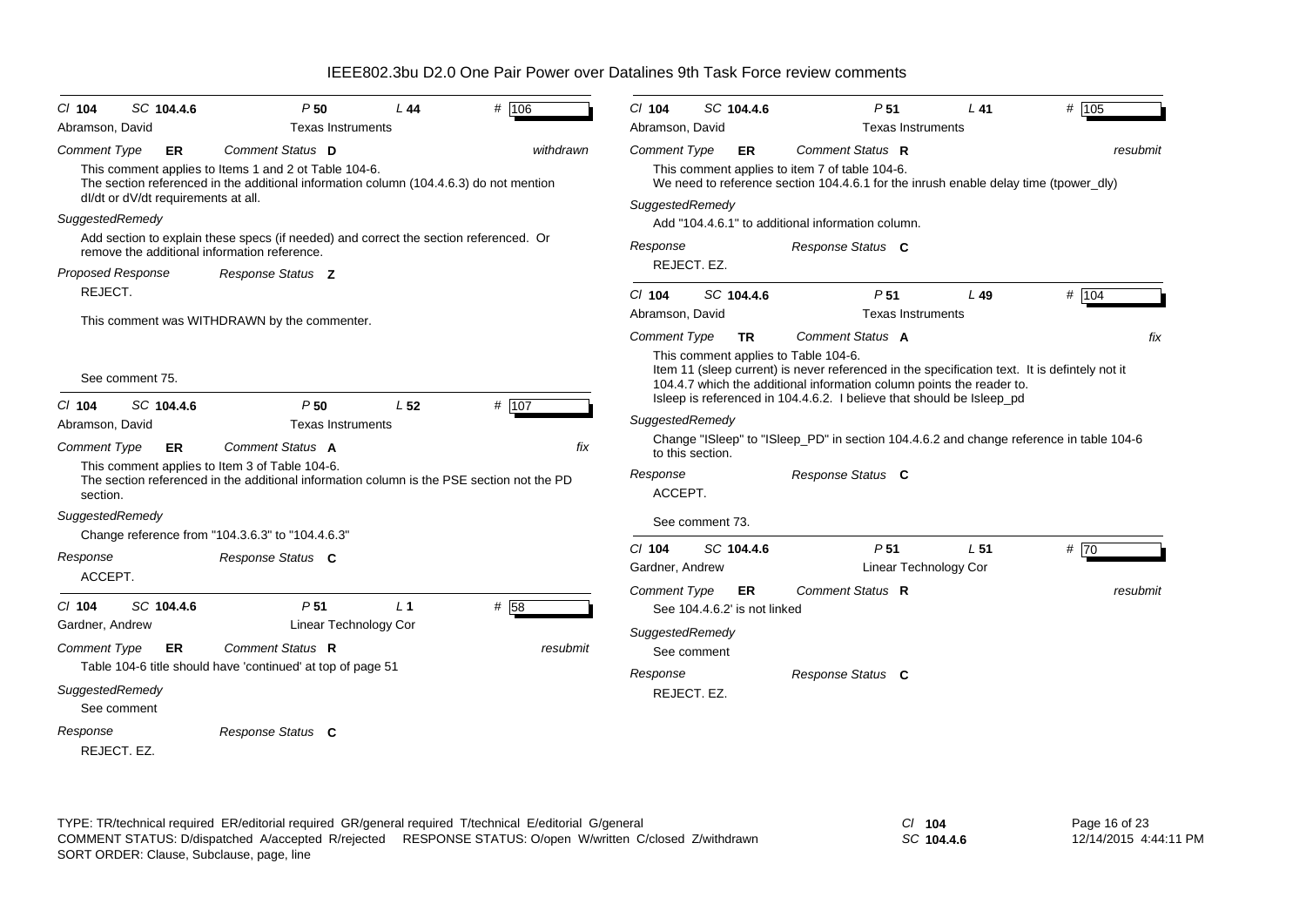# IEEE802.3bu D2.0 One Pair Power over Datalines 9th Task Force review comments

---

Cl **104** SC **104.4.6** P **50** L **44** # 106

Abramson, David — Texas Instruments

*Comment Type* **ER** *Comment Status* **D** *withdrawn*

This comment applies to Items 1 and 2 ot Table 104-6.
The section referenced in the additional information column (104.4.6.3) do not mention dI/dt or dV/dt requirements at all.

*SuggestedRemedy*

Add section to explain these specs (if needed) and correct the section referenced. Or remove the additional information reference.

*Proposed Response* *Response Status* **Z**

REJECT.

This comment was WITHDRAWN by the commenter.

See comment 75.

---

Cl **104** SC **104.4.6** P **50** L **52** # 107

Abramson, David — Texas Instruments

*Comment Type* **ER** *Comment Status* **A** *fix*

This comment applies to Item 3 of Table 104-6.
The section referenced in the additional information column is the PSE section not the PD section.

*SuggestedRemedy*

Change reference from "104.3.6.3" to "104.4.6.3"

*Response* *Response Status* **C**

ACCEPT.

---

Cl **104** SC **104.4.6** P **51** L **1** # 58

Gardner, Andrew — Linear Technology Cor

*Comment Type* **ER** *Comment Status* **R** *resubmit*

Table 104-6 title should have 'continued' at top of page 51

*SuggestedRemedy*

See comment

*Response* *Response Status* **C**

REJECT. EZ.

---

Cl **104** SC **104.4.6** P **51** L **41** # 105

Abramson, David — Texas Instruments

*Comment Type* **ER** *Comment Status* **R** *resubmit*

This comment applies to item 7 of table 104-6.
We need to reference section 104.4.6.1 for the inrush enable delay time (tpower_dly)

*SuggestedRemedy*

Add "104.4.6.1" to additional information column.

*Response* *Response Status* **C**

REJECT. EZ.

---

Cl **104** SC **104.4.6** P **51** L **49** # 104

Abramson, David — Texas Instruments

*Comment Type* **TR** *Comment Status* **A** *fix*

This comment applies to Table 104-6.
Item 11 (sleep current) is never referenced in the specification text. It is defintely not it 104.4.7 which the additional information column points the reader to.
Isleep is referenced in 104.4.6.2. I believe that should be Isleep_pd

*SuggestedRemedy*

Change "ISleep" to "ISleep_PD" in section 104.4.6.2 and change reference in table 104-6 to this section.

*Response* *Response Status* **C**

ACCEPT.

See comment 73.

---

Cl **104** SC **104.4.6** P **51** L **51** # 70

Gardner, Andrew — Linear Technology Cor

*Comment Type* **ER** *Comment Status* **R** *resubmit*

See 104.4.6.2' is not linked

*SuggestedRemedy*

See comment

*Response* *Response Status* **C**

REJECT. EZ.

---

TYPE: TR/technical required ER/editorial required GR/general required T/technical E/editorial G/general
COMMENT STATUS: D/dispatched A/accepted R/rejected RESPONSE STATUS: O/open W/written C/closed Z/withdrawn
SORT ORDER: Clause, Subclause, page, line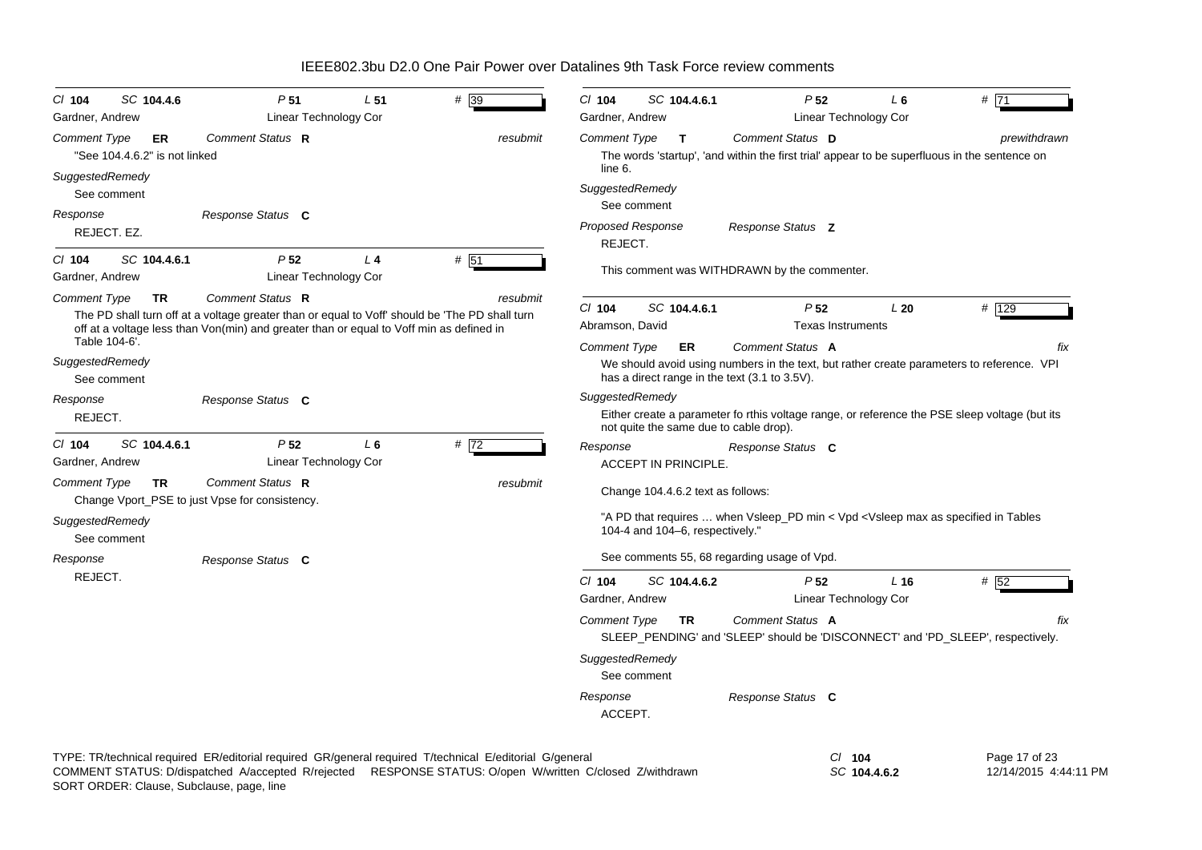# IEEE802.3bu D2.0 One Pair Power over Datalines 9th Task Force review comments

**Cl 104 SC 104.4.6 P 51 L 51 # 39**
Gardner, Andrew — Linear Technology Cor

*Comment Type* **ER** *Comment Status* **R** *resubmit*

"See 104.4.6.2" is not linked

*SuggestedRemedy*
See comment

*Response* *Response Status* **C**
REJECT. EZ.

---

**Cl 104 SC 104.4.6.1 P 52 L 4 # 51**
Gardner, Andrew — Linear Technology Cor

*Comment Type* **TR** *Comment Status* **R** *resubmit*

The PD shall turn off at a voltage greater than or equal to Voff' should be 'The PD shall turn off at a voltage less than Von(min) and greater than or equal to Voff min as defined in Table 104-6'.

*SuggestedRemedy*
See comment

*Response* *Response Status* **C**
REJECT.

---

**Cl 104 SC 104.4.6.1 P 52 L 6 # 72**
Gardner, Andrew — Linear Technology Cor

*Comment Type* **TR** *Comment Status* **R** *resubmit*

Change Vport_PSE to just Vpse for consistency.

*SuggestedRemedy*
See comment

*Response* *Response Status* **C**
REJECT.

---

**Cl 104 SC 104.4.6.1 P 52 L 6 # 71**
Gardner, Andrew — Linear Technology Cor

*Comment Type* **T** *Comment Status* **D** *prewithdrawn*

The words 'startup', 'and within the first trial' appear to be superfluous in the sentence on line 6.

*SuggestedRemedy*
See comment

*Proposed Response* *Response Status* **Z**
REJECT.

This comment was WITHDRAWN by the commenter.

---

**Cl 104 SC 104.4.6.1 P 52 L 20 # 129**
Abramson, David — Texas Instruments

*Comment Type* **ER** *Comment Status* **A** *fix*

We should avoid using numbers in the text, but rather create parameters to reference. VPI has a direct range in the text (3.1 to 3.5V).

*SuggestedRemedy*
Either create a parameter fo rthis voltage range, or reference the PSE sleep voltage (but its not quite the same due to cable drop).

*Response* *Response Status* **C**
ACCEPT IN PRINCIPLE.

Change 104.4.6.2 text as follows:

"A PD that requires … when Vsleep_PD min < Vpd <Vsleep max as specified in Tables 104-4 and 104–6, respectively."

See comments 55, 68 regarding usage of Vpd.

---

**Cl 104 SC 104.4.6.2 P 52 L 16 # 52**
Gardner, Andrew — Linear Technology Cor

*Comment Type* **TR** *Comment Status* **A** *fix*

SLEEP_PENDING' and 'SLEEP' should be 'DISCONNECT' and 'PD_SLEEP', respectively.

*SuggestedRemedy*
See comment

*Response* *Response Status* **C**
ACCEPT.

---

TYPE: TR/technical required ER/editorial required GR/general required T/technical E/editorial G/general
COMMENT STATUS: D/dispatched A/accepted R/rejected RESPONSE STATUS: O/open W/written C/closed Z/withdrawn
SORT ORDER: Clause, Subclause, page, line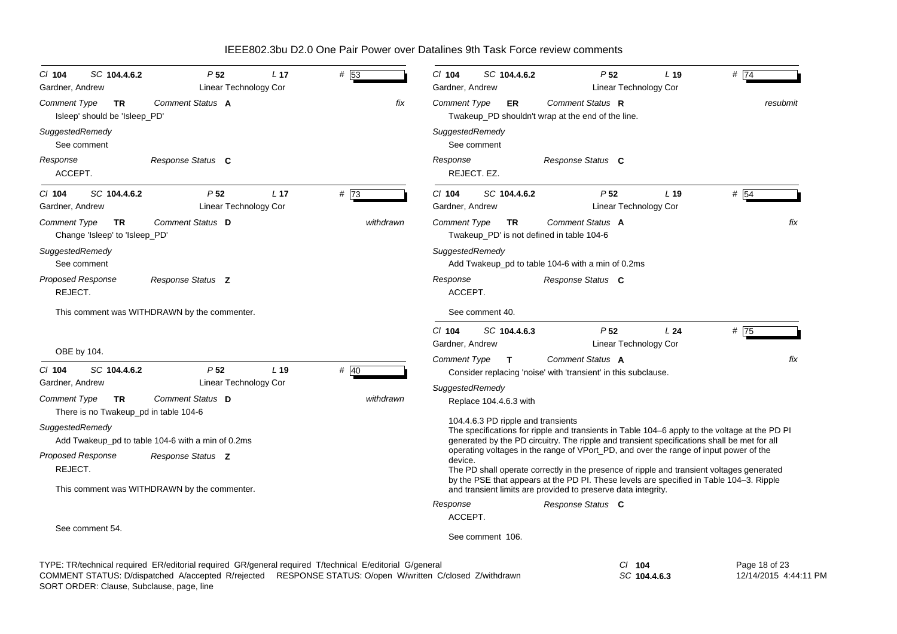IEEE802.3bu D2.0 One Pair Power over Datalines 9th Task Force review comments

Cl **104** SC **104.4.6.2** P **52** L **17** # 53
Gardner, Andrew — Linear Technology Cor

*Comment Type* **TR** *Comment Status* **A** *fix*

Isleep' should be 'Isleep_PD'

*SuggestedRemedy*

See comment

*Response* *Response Status* **C**

ACCEPT.

---

Cl **104** SC **104.4.6.2** P **52** L **17** # 73
Gardner, Andrew — Linear Technology Cor

*Comment Type* **TR** *Comment Status* **D** *withdrawn*

Change 'Isleep' to 'Isleep_PD'

*SuggestedRemedy*

See comment

*Proposed Response* *Response Status* **Z**

REJECT.

This comment was WITHDRAWN by the commenter.

OBE by 104.

---

Cl **104** SC **104.4.6.2** P **52** L **19** # 40
Gardner, Andrew — Linear Technology Cor

*Comment Type* **TR** *Comment Status* **D** *withdrawn*

There is no Twakeup_pd in table 104-6

*SuggestedRemedy*

Add Twakeup_pd to table 104-6 with a min of 0.2ms

*Proposed Response* *Response Status* **Z**

REJECT.

This comment was WITHDRAWN by the commenter.

See comment 54.

---

Cl **104** SC **104.4.6.2** P **52** L **19** # 74
Gardner, Andrew — Linear Technology Cor

*Comment Type* **ER** *Comment Status* **R** *resubmit*

Twakeup_PD shouldn't wrap at the end of the line.

*SuggestedRemedy*

See comment

*Response* *Response Status* **C**

REJECT. EZ.

---

Cl **104** SC **104.4.6.2** P **52** L **19** # 54
Gardner, Andrew — Linear Technology Cor

*Comment Type* **TR** *Comment Status* **A** *fix*

Twakeup_PD' is not defined in table 104-6

*SuggestedRemedy*

Add Twakeup_pd to table 104-6 with a min of 0.2ms

*Response* *Response Status* **C**

ACCEPT.

See comment 40.

---

Cl **104** SC **104.4.6.3** P **52** L **24** # 75
Gardner, Andrew — Linear Technology Cor

*Comment Type* **T** *Comment Status* **A** *fix*

Consider replacing 'noise' with 'transient' in this subclause.

*SuggestedRemedy*

Replace 104.4.6.3 with

104.4.6.3 PD ripple and transients
The specifications for ripple and transients in Table 104–6 apply to the voltage at the PD PI generated by the PD circuitry. The ripple and transient specifications shall be met for all operating voltages in the range of VPort_PD, and over the range of input power of the device.
The PD shall operate correctly in the presence of ripple and transient voltages generated by the PSE that appears at the PD PI. These levels are specified in Table 104–3. Ripple and transient limits are provided to preserve data integrity.

*Response* *Response Status* **C**

ACCEPT.

See comment 106.

---

TYPE: TR/technical required ER/editorial required GR/general required T/technical E/editorial G/general
COMMENT STATUS: D/dispatched A/accepted R/rejected RESPONSE STATUS: O/open W/written C/closed Z/withdrawn
SORT ORDER: Clause, Subclause, page, line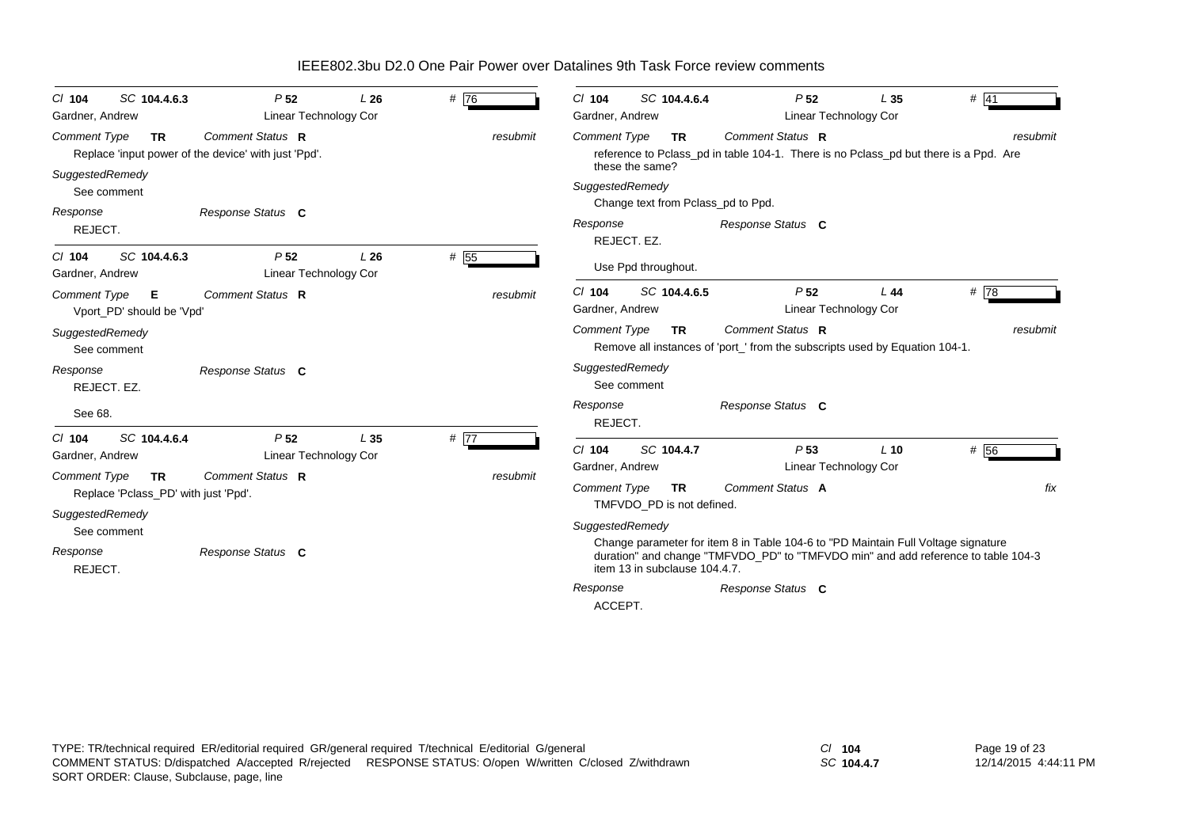# IEEE802.3bu D2.0 One Pair Power over Datalines 9th Task Force review comments

**Cl** 104 **SC** 104.4.6.3 **P** 52 **L** 26 **#** 76
Gardner, Andrew — Linear Technology Cor

*Comment Type* **TR** *Comment Status* **R** *resubmit*

Replace 'input power of the device' with just 'Ppd'.

*SuggestedRemedy*

See comment

*Response* *Response Status* **C**

REJECT.

---

**Cl** 104 **SC** 104.4.6.3 **P** 52 **L** 26 **#** 55
Gardner, Andrew — Linear Technology Cor

*Comment Type* **E** *Comment Status* **R** *resubmit*

Vport_PD' should be 'Vpd'

*SuggestedRemedy*

See comment

*Response* *Response Status* **C**

REJECT. EZ.

See 68.

---

**Cl** 104 **SC** 104.4.6.4 **P** 52 **L** 35 **#** 77
Gardner, Andrew — Linear Technology Cor

*Comment Type* **TR** *Comment Status* **R** *resubmit*

Replace 'Pclass_PD' with just 'Ppd'.

*SuggestedRemedy*

See comment

*Response* *Response Status* **C**

REJECT.

---

**Cl** 104 **SC** 104.4.6.4 **P** 52 **L** 35 **#** 41
Gardner, Andrew — Linear Technology Cor

*Comment Type* **TR** *Comment Status* **R** *resubmit*

reference to Pclass_pd in table 104-1. There is no Pclass_pd but there is a Ppd. Are these the same?

*SuggestedRemedy*

Change text from Pclass_pd to Ppd.

*Response* *Response Status* **C**

REJECT. EZ.

Use Ppd throughout.

---

**Cl** 104 **SC** 104.4.6.5 **P** 52 **L** 44 **#** 78
Gardner, Andrew — Linear Technology Cor

*Comment Type* **TR** *Comment Status* **R** *resubmit*

Remove all instances of 'port_' from the subscripts used by Equation 104-1.

*SuggestedRemedy*

See comment

*Response* *Response Status* **C**

REJECT.

---

**Cl** 104 **SC** 104.4.7 **P** 53 **L** 10 **#** 56
Gardner, Andrew — Linear Technology Cor

*Comment Type* **TR** *Comment Status* **A** *fix*

TMFVDO_PD is not defined.

*SuggestedRemedy*

Change parameter for item 8 in Table 104-6 to "PD Maintain Full Voltage signature duration" and change "TMFVDO_PD" to "TMFVDO min" and add reference to table 104-3 item 13 in subclause 104.4.7.

*Response* *Response Status* **C**

ACCEPT.

---

TYPE: TR/technical required ER/editorial required GR/general required T/technical E/editorial G/general
COMMENT STATUS: D/dispatched A/accepted R/rejected RESPONSE STATUS: O/open W/written C/closed Z/withdrawn
SORT ORDER: Clause, Subclause, page, line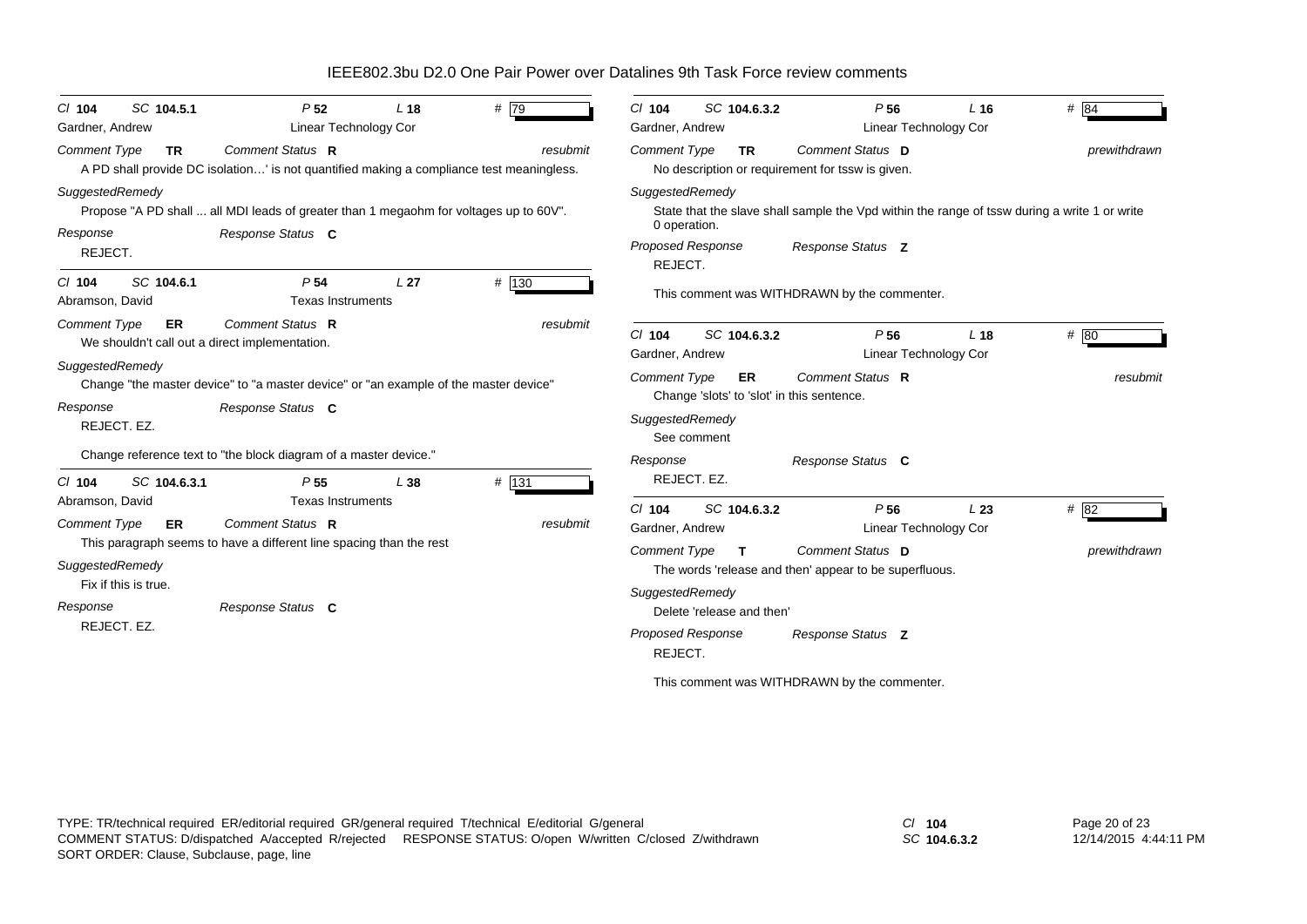IEEE802.3bu D2.0 One Pair Power over Datalines 9th Task Force review comments

---

Cl **104** SC **104.5.1** P **52** L **18** # 79

Gardner, Andrew — Linear Technology Cor

*Comment Type* **TR** *Comment Status* **R** *resubmit*

A PD shall provide DC isolation…' is not quantified making a compliance test meaningless.

*SuggestedRemedy*

Propose "A PD shall ... all MDI leads of greater than 1 megaohm for voltages up to 60V".

*Response* *Response Status* **C**

REJECT.

---

Cl **104** SC **104.6.1** P **54** L **27** # 130

Abramson, David — Texas Instruments

*Comment Type* **ER** *Comment Status* **R** *resubmit*

We shouldn't call out a direct implementation.

*SuggestedRemedy*

Change "the master device" to "a master device" or "an example of the master device"

*Response* *Response Status* **C**

REJECT. EZ.

Change reference text to "the block diagram of a master device."

---

Cl **104** SC **104.6.3.1** P **55** L **38** # 131

Abramson, David — Texas Instruments

*Comment Type* **ER** *Comment Status* **R** *resubmit*

This paragraph seems to have a different line spacing than the rest

*SuggestedRemedy*

Fix if this is true.

*Response* *Response Status* **C**

REJECT. EZ.

---

Cl **104** SC **104.6.3.2** P **56** L **16** # 84

Gardner, Andrew — Linear Technology Cor

*Comment Type* **TR** *Comment Status* **D** *prewithdrawn*

No description or requirement for tssw is given.

*SuggestedRemedy*

State that the slave shall sample the Vpd within the range of tssw during a write 1 or write 0 operation.

*Proposed Response* *Response Status* **Z**

REJECT.

This comment was WITHDRAWN by the commenter.

---

Cl **104** SC **104.6.3.2** P **56** L **18** # 80

Gardner, Andrew — Linear Technology Cor

*Comment Type* **ER** *Comment Status* **R** *resubmit*

Change 'slots' to 'slot' in this sentence.

*SuggestedRemedy*

See comment

*Response* *Response Status* **C**

REJECT. EZ.

---

Cl **104** SC **104.6.3.2** P **56** L **23** # 82

Gardner, Andrew — Linear Technology Cor

*Comment Type* **T** *Comment Status* **D** *prewithdrawn*

The words 'release and then' appear to be superfluous.

*SuggestedRemedy*

Delete 'release and then'

*Proposed Response* *Response Status* **Z**

REJECT.

This comment was WITHDRAWN by the commenter.

---

TYPE: TR/technical required ER/editorial required GR/general required T/technical E/editorial G/general
COMMENT STATUS: D/dispatched A/accepted R/rejected RESPONSE STATUS: O/open W/written C/closed Z/withdrawn
SORT ORDER: Clause, Subclause, page, line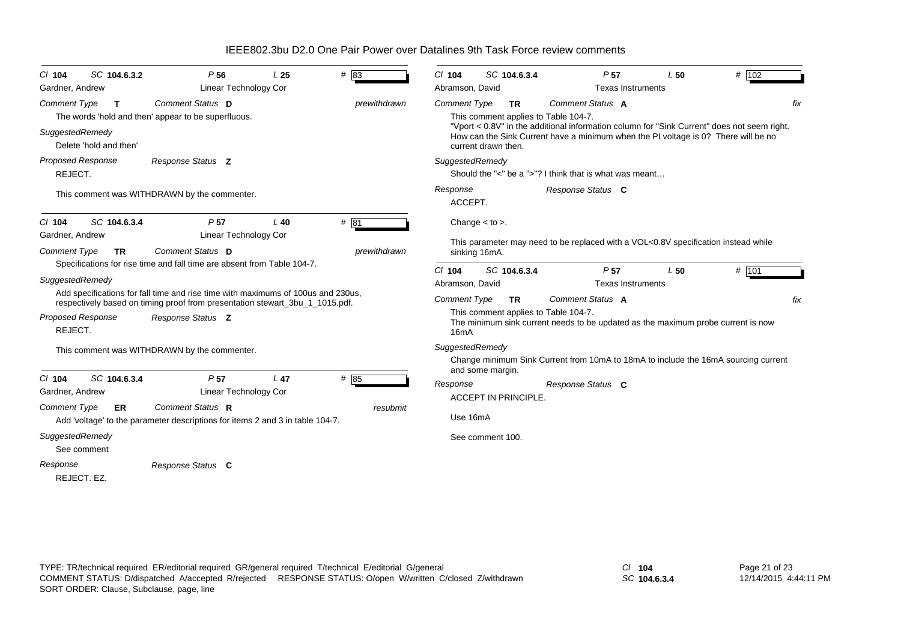# IEEE802.3bu D2.0 One Pair Power over Datalines 9th Task Force review comments

**Cl** 104 **SC** 104.6.3.2 **P** 56 **L** 25 **#** 83

Gardner, Andrew — Linear Technology Cor

*Comment Type* **T** *Comment Status* **D** *prewithdrawn*

The words 'hold and then' appear to be superfluous.

*SuggestedRemedy*

Delete 'hold and then'

*Proposed Response* *Response Status* **Z**

REJECT.

This comment was WITHDRAWN by the commenter.

---

**Cl** 104 **SC** 104.6.3.4 **P** 57 **L** 40 **#** 81

Gardner, Andrew — Linear Technology Cor

*Comment Type* **TR** *Comment Status* **D** *prewithdrawn*

Specifications for rise time and fall time are absent from Table 104-7.

*SuggestedRemedy*

Add specifications for fall time and rise time with maximums of 100us and 230us, respectively based on timing proof from presentation stewart_3bu_1_1015.pdf.

*Proposed Response* *Response Status* **Z**

REJECT.

This comment was WITHDRAWN by the commenter.

---

**Cl** 104 **SC** 104.6.3.4 **P** 57 **L** 47 **#** 85

Gardner, Andrew — Linear Technology Cor

*Comment Type* **ER** *Comment Status* **R** *resubmit*

Add 'voltage' to the parameter descriptions for items 2 and 3 in table 104-7.

*SuggestedRemedy*

See comment

*Response* *Response Status* **C**

REJECT. EZ.

---

**Cl** 104 **SC** 104.6.3.4 **P** 57 **L** 50 **#** 102

Abramson, David — Texas Instruments

*Comment Type* **TR** *Comment Status* **A** *fix*

This comment applies to Table 104-7.

"Vport < 0.8V" in the additional information column for "Sink Current" does not seem right. How can the Sink Current have a minimum when the PI voltage is 0? There will be no current drawn then.

*SuggestedRemedy*

Should the "<" be a ">"? I think that is what was meant…

*Response* *Response Status* **C**

ACCEPT.

Change < to >.

This parameter may need to be replaced with a VOL<0.8V specification instead while sinking 16mA.

---

**Cl** 104 **SC** 104.6.3.4 **P** 57 **L** 50 **#** 101

Abramson, David — Texas Instruments

*Comment Type* **TR** *Comment Status* **A** *fix*

This comment applies to Table 104-7.

The minimum sink current needs to be updated as the maximum probe current is now 16mA

*SuggestedRemedy*

Change minimum Sink Current from 10mA to 18mA to include the 16mA sourcing current and some margin.

*Response* *Response Status* **C**

ACCEPT IN PRINCIPLE.

Use 16mA

See comment 100.

---

TYPE: TR/technical required ER/editorial required GR/general required T/technical E/editorial G/general
COMMENT STATUS: D/dispatched A/accepted R/rejected RESPONSE STATUS: O/open W/written C/closed Z/withdrawn
SORT ORDER: Clause, Subclause, page, line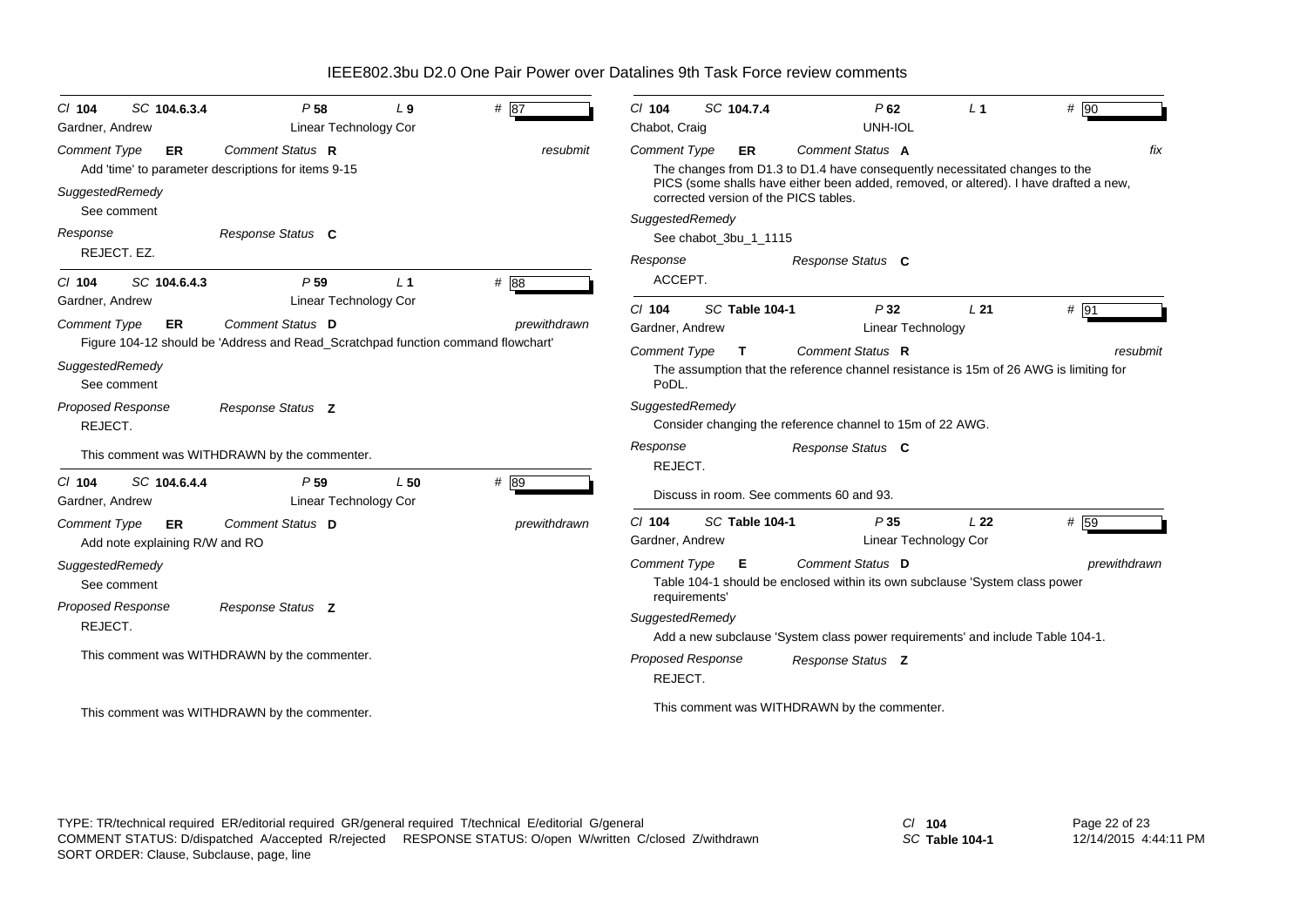# IEEE802.3bu D2.0 One Pair Power over Datalines 9th Task Force review comments

Cl **104** SC **104.6.3.4** P **58** L **9** # **87**
Gardner, Andrew — Linear Technology Cor

*Comment Type* **ER** *Comment Status* **R** *resubmit*

Add 'time' to parameter descriptions for items 9-15

*SuggestedRemedy*

See comment

*Response* *Response Status* **C**

REJECT. EZ.

---

Cl **104** SC **104.6.4.3** P **59** L **1** # **88**
Gardner, Andrew — Linear Technology Cor

*Comment Type* **ER** *Comment Status* **D** *prewithdrawn*

Figure 104-12 should be 'Address and Read_Scratchpad function command flowchart'

*SuggestedRemedy*

See comment

*Proposed Response* *Response Status* **Z**

REJECT.

This comment was WITHDRAWN by the commenter.

---

Cl **104** SC **104.6.4.4** P **59** L **50** # **89**
Gardner, Andrew — Linear Technology Cor

*Comment Type* **ER** *Comment Status* **D** *prewithdrawn*

Add note explaining R/W and RO

*SuggestedRemedy*

See comment

*Proposed Response* *Response Status* **Z**

REJECT.

This comment was WITHDRAWN by the commenter.

This comment was WITHDRAWN by the commenter.

---

Cl **104** SC **104.7.4** P **62** L **1** # **90**
Chabot, Craig — UNH-IOL

*Comment Type* **ER** *Comment Status* **A** *fix*

The changes from D1.3 to D1.4 have consequently necessitated changes to the PICS (some shalls have either been added, removed, or altered). I have drafted a new, corrected version of the PICS tables.

*SuggestedRemedy*

See chabot_3bu_1_1115

*Response* *Response Status* **C**

ACCEPT.

---

Cl **104** SC **Table 104-1** P **32** L **21** # **91**
Gardner, Andrew — Linear Technology

*Comment Type* **T** *Comment Status* **R** *resubmit*

The assumption that the reference channel resistance is 15m of 26 AWG is limiting for PoDL.

*SuggestedRemedy*

Consider changing the reference channel to 15m of 22 AWG.

*Response* *Response Status* **C**

REJECT.

Discuss in room. See comments 60 and 93.

---

Cl **104** SC **Table 104-1** P **35** L **22** # **59**
Gardner, Andrew — Linear Technology Cor

*Comment Type* **E** *Comment Status* **D** *prewithdrawn*

Table 104-1 should be enclosed within its own subclause 'System class power requirements'

*SuggestedRemedy*

Add a new subclause 'System class power requirements' and include Table 104-1.

*Proposed Response* *Response Status* **Z**

REJECT.

This comment was WITHDRAWN by the commenter.

---

TYPE: TR/technical required ER/editorial required GR/general required T/technical E/editorial G/general
COMMENT STATUS: D/dispatched A/accepted R/rejected RESPONSE STATUS: O/open W/written C/closed Z/withdrawn
SORT ORDER: Clause, Subclause, page, line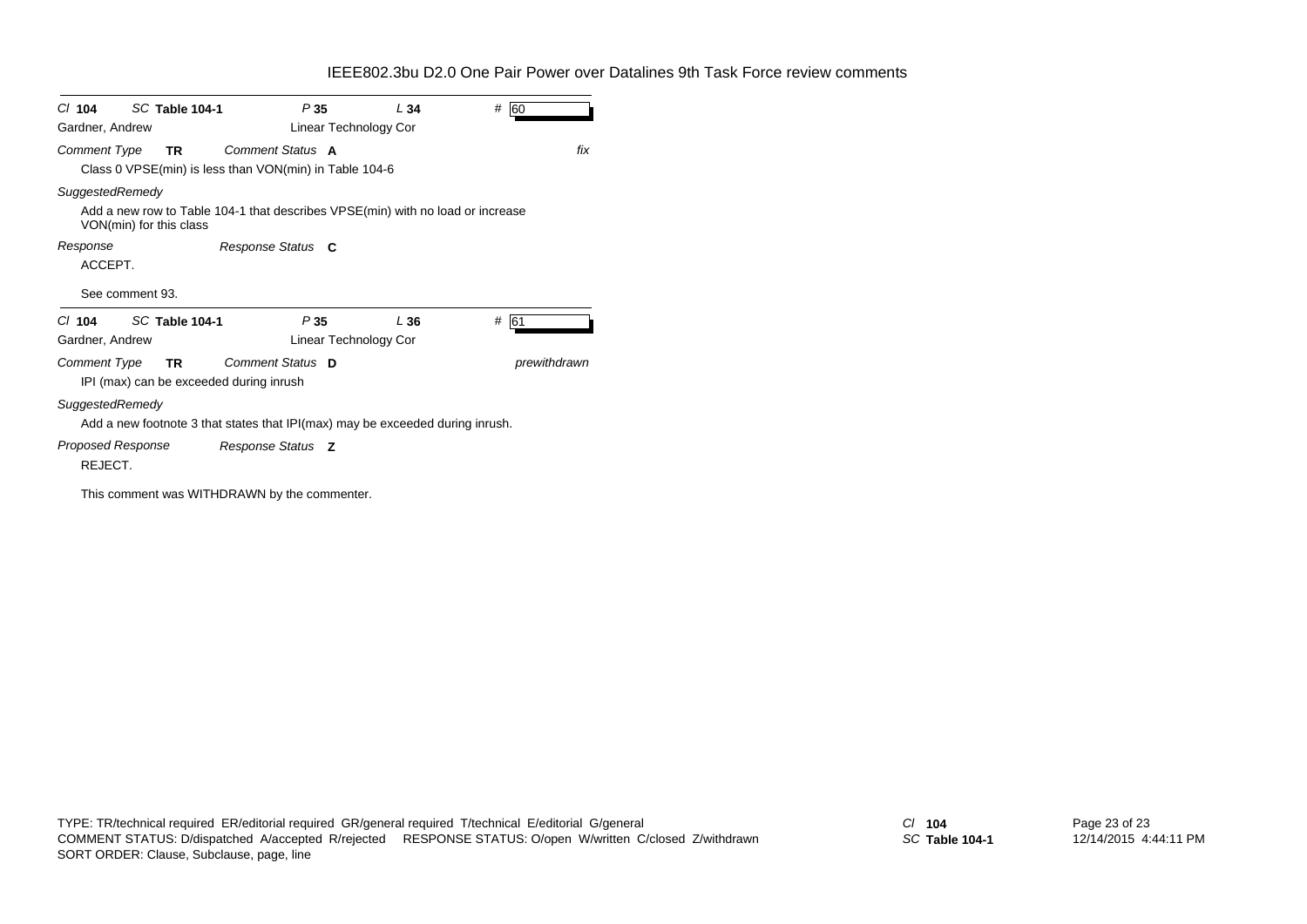| Cl 104 | SC Table 104-1 | P 35 | L 34 | # 60 |
|---|---|---|---|---|
| Gardner, Andrew | | Linear Technology Cor | | |

*Comment Type* **TR** *Comment Status* **A** *fix*

Class 0 VPSE(min) is less than VON(min) in Table 104-6

*SuggestedRemedy*

Add a new row to Table 104-1 that describes VPSE(min) with no load or increase VON(min) for this class

*Response* *Response Status* **C**

ACCEPT.

See comment 93.

| Cl 104 | SC Table 104-1 | P 35 | L 36 | # 61 |
|---|---|---|---|---|
| Gardner, Andrew | | Linear Technology Cor | | |

*Comment Type* **TR** *Comment Status* **D** *prewithdrawn*

IPI (max) can be exceeded during inrush

*SuggestedRemedy*

Add a new footnote 3 that states that IPI(max) may be exceeded during inrush.

*Proposed Response* *Response Status* **Z**

REJECT.

This comment was WITHDRAWN by the commenter.

TYPE: TR/technical required ER/editorial required GR/general required T/technical E/editorial G/general
COMMENT STATUS: D/dispatched A/accepted R/rejected RESPONSE STATUS: O/open W/written C/closed Z/withdrawn
SORT ORDER: Clause, Subclause, page, line